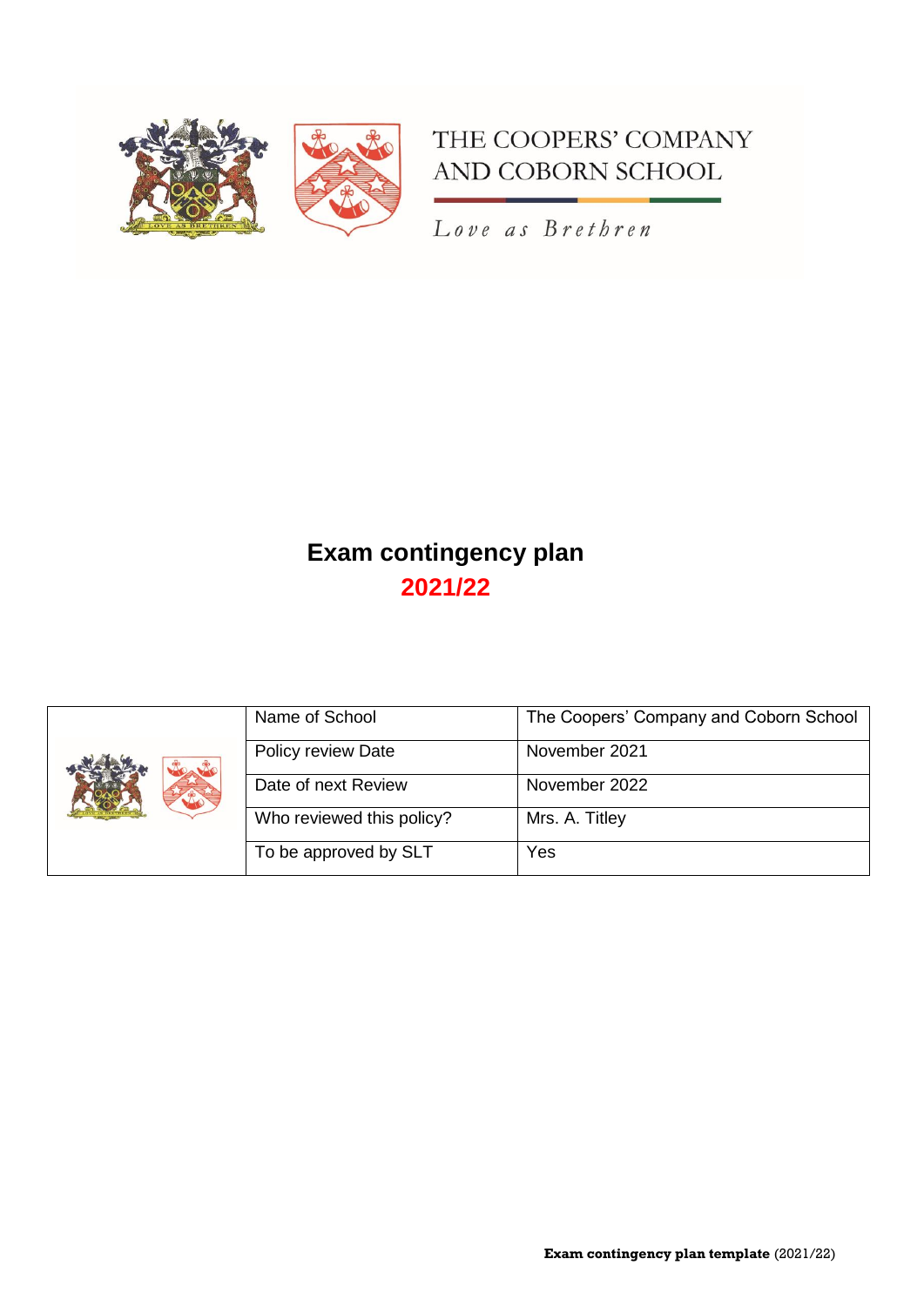THE COOPERS' COMPANY
AND COBORN SCHOOL

*Love as Brethren*

# Exam contingency plan

## 2021/22

| | | |
|---|---|---|
| | Name of School | The Coopers' Company and Coborn School |
| | Policy review Date | November 2021 |
| | Date of next Review | November 2022 |
| | Who reviewed this policy? | Mrs. A. Titley |
| | To be approved by SLT | Yes |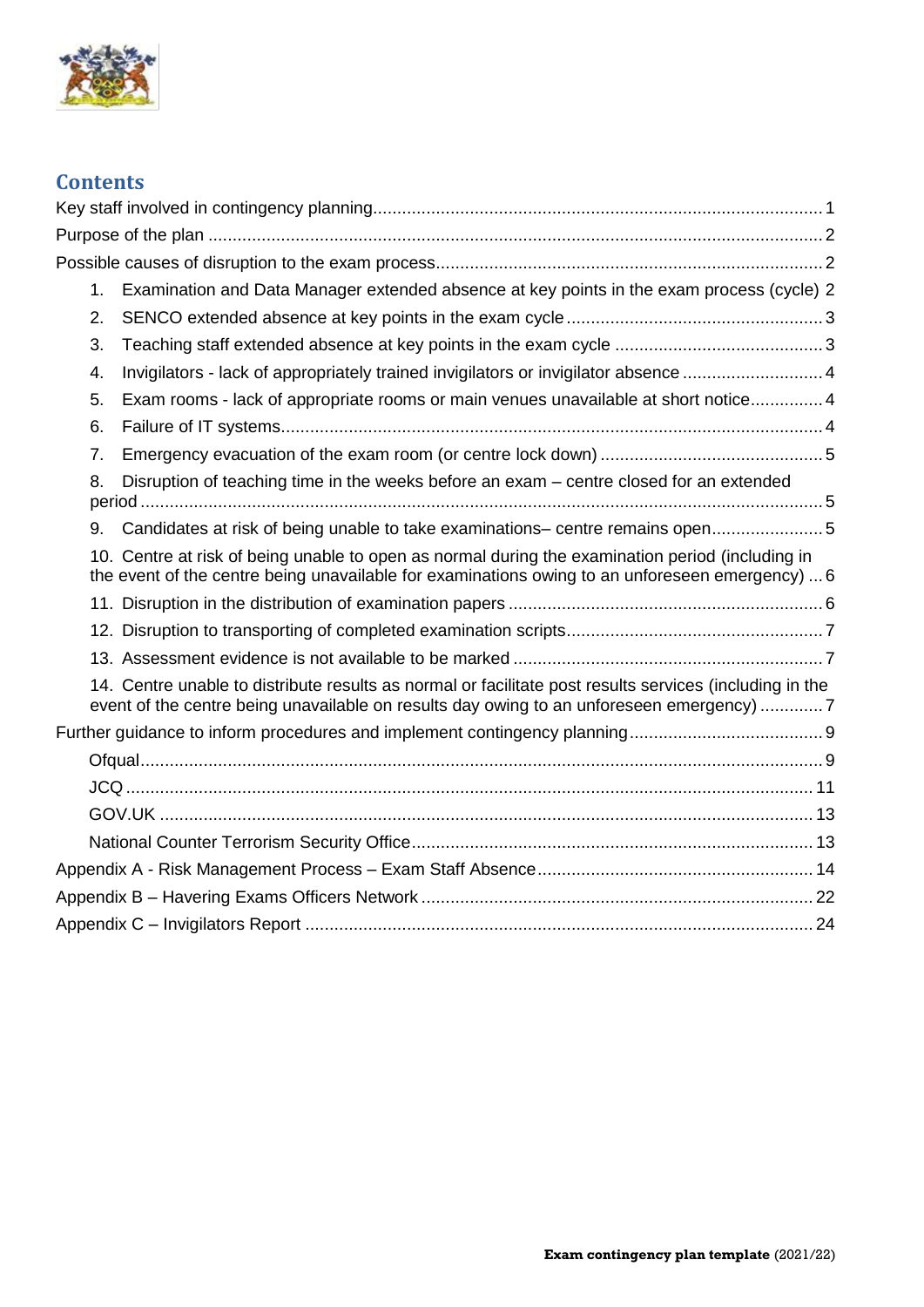## Contents

Key staff involved in contingency planning ........ 1
Purpose of the plan ........ 2
Possible causes of disruption to the exam process ........ 2

1. Examination and Data Manager extended absence at key points in the exam process (cycle) 2
2. SENCO extended absence at key points in the exam cycle ........ 3
3. Teaching staff extended absence at key points in the exam cycle ........ 3
4. Invigilators - lack of appropriately trained invigilators or invigilator absence ........ 4
5. Exam rooms - lack of appropriate rooms or main venues unavailable at short notice ........ 4
6. Failure of IT systems ........ 4
7. Emergency evacuation of the exam room (or centre lock down) ........ 5
8. Disruption of teaching time in the weeks before an exam – centre closed for an extended period ........ 5
9. Candidates at risk of being unable to take examinations– centre remains open ........ 5
10. Centre at risk of being unable to open as normal during the examination period (including in the event of the centre being unavailable for examinations owing to an unforeseen emergency) ... 6
11. Disruption in the distribution of examination papers ........ 6
12. Disruption to transporting of completed examination scripts ........ 7
13. Assessment evidence is not available to be marked ........ 7
14. Centre unable to distribute results as normal or facilitate post results services (including in the event of the centre being unavailable on results day owing to an unforeseen emergency) ........ 7

Further guidance to inform procedures and implement contingency planning ........ 9

- Ofqual ........ 9
- JCQ ........ 11
- GOV.UK ........ 13
- National Counter Terrorism Security Office ........ 13

Appendix A - Risk Management Process – Exam Staff Absence ........ 14
Appendix B – Havering Exams Officers Network ........ 22
Appendix C – Invigilators Report ........ 24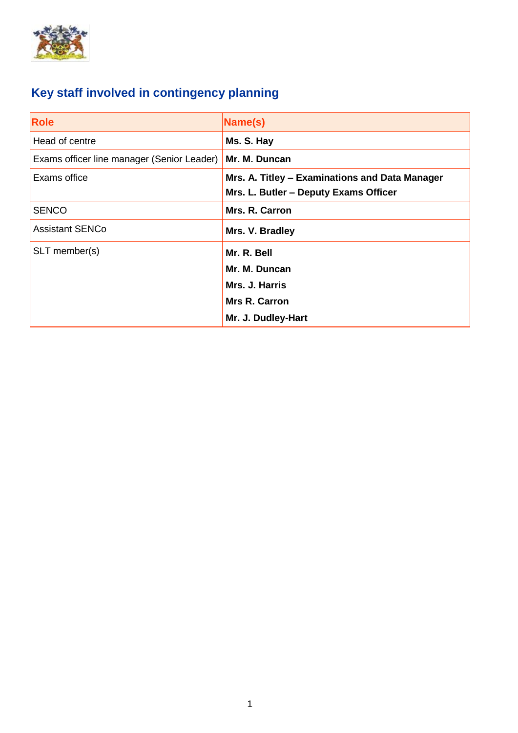## Key staff involved in contingency planning

| Role | Name(s) |
|---|---|
| Head of centre | **Ms. S. Hay** |
| Exams officer line manager (Senior Leader) | **Mr. M. Duncan** |
| Exams office | **Mrs. A. Titley – Examinations and Data Manager**<br>**Mrs. L. Butler – Deputy Exams Officer** |
| SENCO | **Mrs. R. Carron** |
| Assistant SENCo | **Mrs. V. Bradley** |
| SLT member(s) | **Mr. R. Bell**<br>**Mr. M. Duncan**<br>**Mrs. J. Harris**<br>**Mrs R. Carron**<br>**Mr. J. Dudley-Hart** |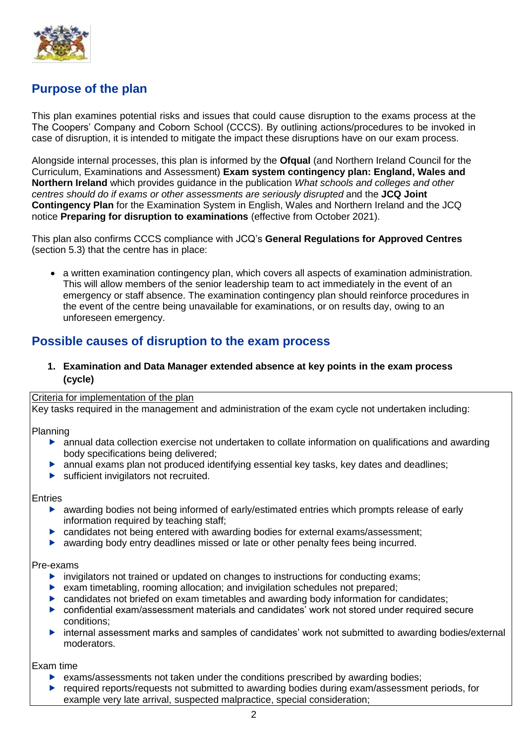## Purpose of the plan

This plan examines potential risks and issues that could cause disruption to the exams process at the The Coopers' Company and Coborn School (CCCS). By outlining actions/procedures to be invoked in case of disruption, it is intended to mitigate the impact these disruptions have on our exam process.

Alongside internal processes, this plan is informed by the **Ofqual** (and Northern Ireland Council for the Curriculum, Examinations and Assessment) **Exam system contingency plan: England, Wales and Northern Ireland** which provides guidance in the publication *What schools and colleges and other centres should do if exams or other assessments are seriously disrupted* and the **JCQ Joint Contingency Plan** for the Examination System in English, Wales and Northern Ireland and the JCQ notice **Preparing for disruption to examinations** (effective from October 2021).

This plan also confirms CCCS compliance with JCQ's **General Regulations for Approved Centres** (section 5.3) that the centre has in place:

- a written examination contingency plan, which covers all aspects of examination administration. This will allow members of the senior leadership team to act immediately in the event of an emergency or staff absence. The examination contingency plan should reinforce procedures in the event of the centre being unavailable for examinations, or on results day, owing to an unforeseen emergency.

## Possible causes of disruption to the exam process

1. **Examination and Data Manager extended absence at key points in the exam process (cycle)**

Criteria for implementation of the plan

Key tasks required in the management and administration of the exam cycle not undertaken including:

Planning

- annual data collection exercise not undertaken to collate information on qualifications and awarding body specifications being delivered;
- annual exams plan not produced identifying essential key tasks, key dates and deadlines;
- sufficient invigilators not recruited.

Entries

- awarding bodies not being informed of early/estimated entries which prompts release of early information required by teaching staff;
- candidates not being entered with awarding bodies for external exams/assessment;
- awarding body entry deadlines missed or late or other penalty fees being incurred.

Pre-exams

- invigilators not trained or updated on changes to instructions for conducting exams;
- exam timetabling, rooming allocation; and invigilation schedules not prepared;
- candidates not briefed on exam timetables and awarding body information for candidates;
- confidential exam/assessment materials and candidates' work not stored under required secure conditions;
- internal assessment marks and samples of candidates' work not submitted to awarding bodies/external moderators.

Exam time

- exams/assessments not taken under the conditions prescribed by awarding bodies;
- required reports/requests not submitted to awarding bodies during exam/assessment periods, for example very late arrival, suspected malpractice, special consideration;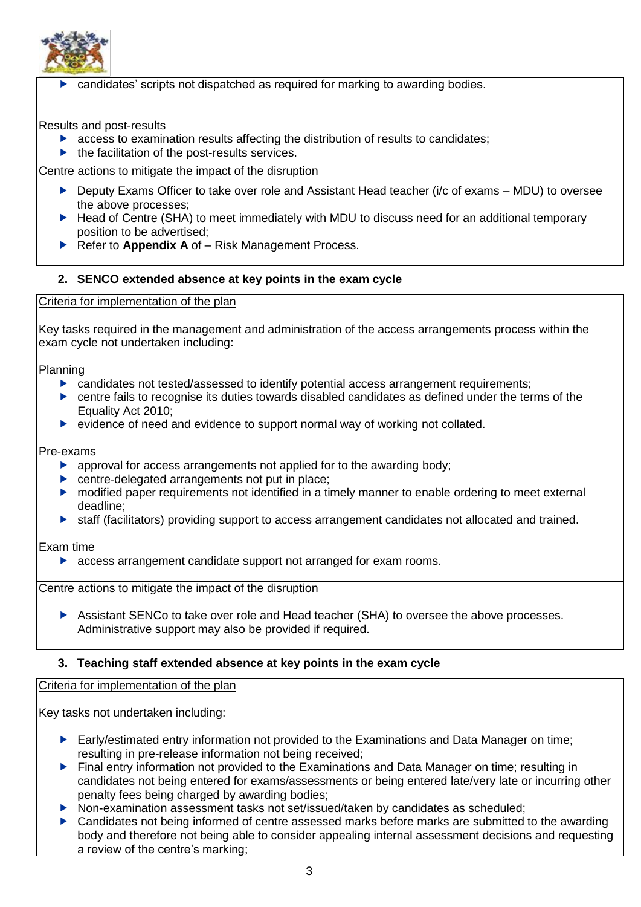- candidates' scripts not dispatched as required for marking to awarding bodies.

Results and post-results

- access to examination results affecting the distribution of results to candidates;
- the facilitation of the post-results services.

Centre actions to mitigate the impact of the disruption

- Deputy Exams Officer to take over role and Assistant Head teacher (i/c of exams – MDU) to oversee the above processes;
- Head of Centre (SHA) to meet immediately with MDU to discuss need for an additional temporary position to be advertised;
- Refer to **Appendix A** of – Risk Management Process.

### 2. SENCO extended absence at key points in the exam cycle

Criteria for implementation of the plan

Key tasks required in the management and administration of the access arrangements process within the exam cycle not undertaken including:

Planning

- candidates not tested/assessed to identify potential access arrangement requirements;
- centre fails to recognise its duties towards disabled candidates as defined under the terms of the Equality Act 2010;
- evidence of need and evidence to support normal way of working not collated.

Pre-exams

- approval for access arrangements not applied for to the awarding body;
- centre-delegated arrangements not put in place;
- modified paper requirements not identified in a timely manner to enable ordering to meet external deadline;
- staff (facilitators) providing support to access arrangement candidates not allocated and trained.

Exam time

- access arrangement candidate support not arranged for exam rooms.

Centre actions to mitigate the impact of the disruption

- Assistant SENCo to take over role and Head teacher (SHA) to oversee the above processes. Administrative support may also be provided if required.

### 3. Teaching staff extended absence at key points in the exam cycle

Criteria for implementation of the plan

Key tasks not undertaken including:

- Early/estimated entry information not provided to the Examinations and Data Manager on time; resulting in pre-release information not being received;
- Final entry information not provided to the Examinations and Data Manager on time; resulting in candidates not being entered for exams/assessments or being entered late/very late or incurring other penalty fees being charged by awarding bodies;
- Non-examination assessment tasks not set/issued/taken by candidates as scheduled;
- Candidates not being informed of centre assessed marks before marks are submitted to the awarding body and therefore not being able to consider appealing internal assessment decisions and requesting a review of the centre's marking;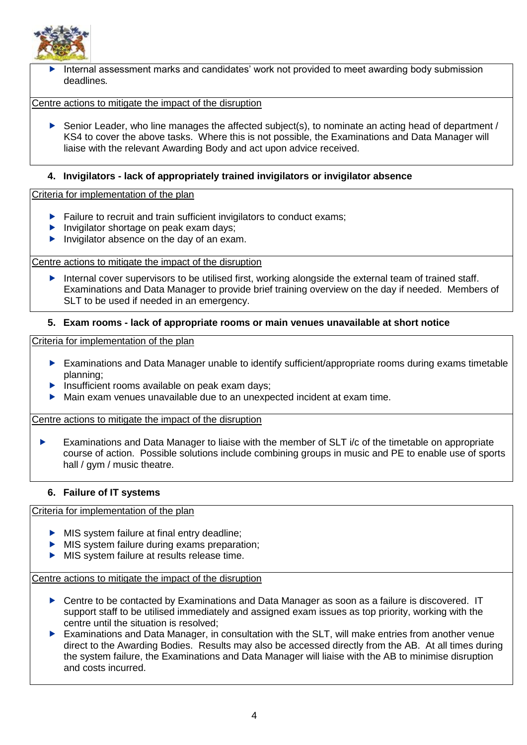- Internal assessment marks and candidates' work not provided to meet awarding body submission deadlines.

Centre actions to mitigate the impact of the disruption

- Senior Leader, who line manages the affected subject(s), to nominate an acting head of department / KS4 to cover the above tasks. Where this is not possible, the Examinations and Data Manager will liaise with the relevant Awarding Body and act upon advice received.

**4. Invigilators - lack of appropriately trained invigilators or invigilator absence**

Criteria for implementation of the plan

- Failure to recruit and train sufficient invigilators to conduct exams;
- Invigilator shortage on peak exam days;
- Invigilator absence on the day of an exam.

Centre actions to mitigate the impact of the disruption

- Internal cover supervisors to be utilised first, working alongside the external team of trained staff. Examinations and Data Manager to provide brief training overview on the day if needed. Members of SLT to be used if needed in an emergency.

**5. Exam rooms - lack of appropriate rooms or main venues unavailable at short notice**

Criteria for implementation of the plan

- Examinations and Data Manager unable to identify sufficient/appropriate rooms during exams timetable planning;
- Insufficient rooms available on peak exam days;
- Main exam venues unavailable due to an unexpected incident at exam time.

Centre actions to mitigate the impact of the disruption

- Examinations and Data Manager to liaise with the member of SLT i/c of the timetable on appropriate course of action. Possible solutions include combining groups in music and PE to enable use of sports hall / gym / music theatre.

**6. Failure of IT systems**

Criteria for implementation of the plan

- MIS system failure at final entry deadline;
- MIS system failure during exams preparation;
- MIS system failure at results release time.

Centre actions to mitigate the impact of the disruption

- Centre to be contacted by Examinations and Data Manager as soon as a failure is discovered. IT support staff to be utilised immediately and assigned exam issues as top priority, working with the centre until the situation is resolved;
- Examinations and Data Manager, in consultation with the SLT, will make entries from another venue direct to the Awarding Bodies. Results may also be accessed directly from the AB. At all times during the system failure, the Examinations and Data Manager will liaise with the AB to minimise disruption and costs incurred.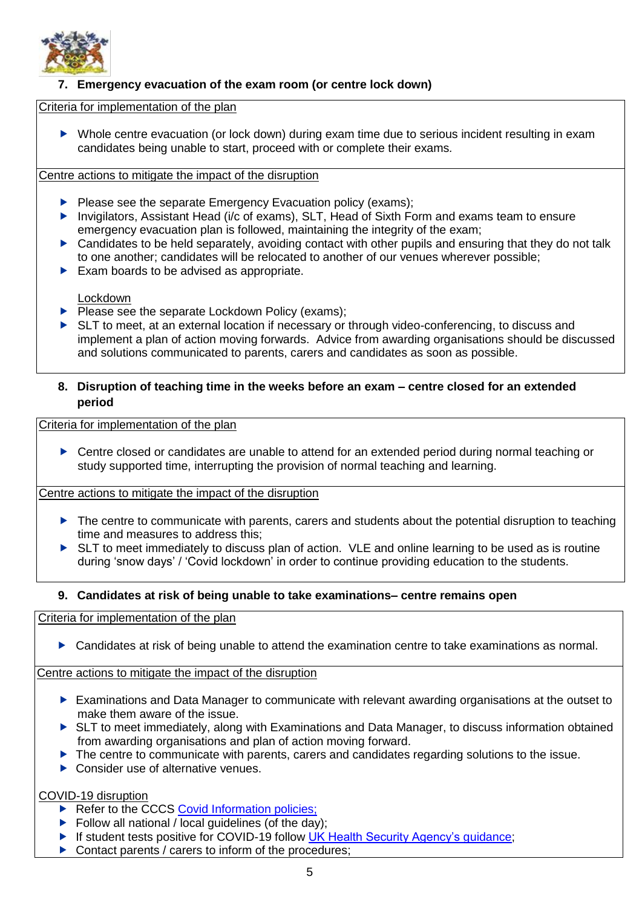## 7. Emergency evacuation of the exam room (or centre lock down)

Criteria for implementation of the plan

- Whole centre evacuation (or lock down) during exam time due to serious incident resulting in exam candidates being unable to start, proceed with or complete their exams.

Centre actions to mitigate the impact of the disruption

- Please see the separate Emergency Evacuation policy (exams);
- Invigilators, Assistant Head (i/c of exams), SLT, Head of Sixth Form and exams team to ensure emergency evacuation plan is followed, maintaining the integrity of the exam;
- Candidates to be held separately, avoiding contact with other pupils and ensuring that they do not talk to one another; candidates will be relocated to another of our venues wherever possible;
- Exam boards to be advised as appropriate.

Lockdown

- Please see the separate Lockdown Policy (exams);
- SLT to meet, at an external location if necessary or through video-conferencing, to discuss and implement a plan of action moving forwards. Advice from awarding organisations should be discussed and solutions communicated to parents, carers and candidates as soon as possible.

## 8. Disruption of teaching time in the weeks before an exam – centre closed for an extended period

Criteria for implementation of the plan

- Centre closed or candidates are unable to attend for an extended period during normal teaching or study supported time, interrupting the provision of normal teaching and learning.

Centre actions to mitigate the impact of the disruption

- The centre to communicate with parents, carers and students about the potential disruption to teaching time and measures to address this;
- SLT to meet immediately to discuss plan of action. VLE and online learning to be used as is routine during 'snow days' / 'Covid lockdown' in order to continue providing education to the students.

## 9. Candidates at risk of being unable to take examinations– centre remains open

Criteria for implementation of the plan

- Candidates at risk of being unable to attend the examination centre to take examinations as normal.

Centre actions to mitigate the impact of the disruption

- Examinations and Data Manager to communicate with relevant awarding organisations at the outset to make them aware of the issue.
- SLT to meet immediately, along with Examinations and Data Manager, to discuss information obtained from awarding organisations and plan of action moving forward.
- The centre to communicate with parents, carers and candidates regarding solutions to the issue.
- Consider use of alternative venues.

COVID-19 disruption

- Refer to the CCCS Covid Information policies;
- Follow all national / local guidelines (of the day);
- If student tests positive for COVID-19 follow UK Health Security Agency's guidance;
- Contact parents / carers to inform of the procedures;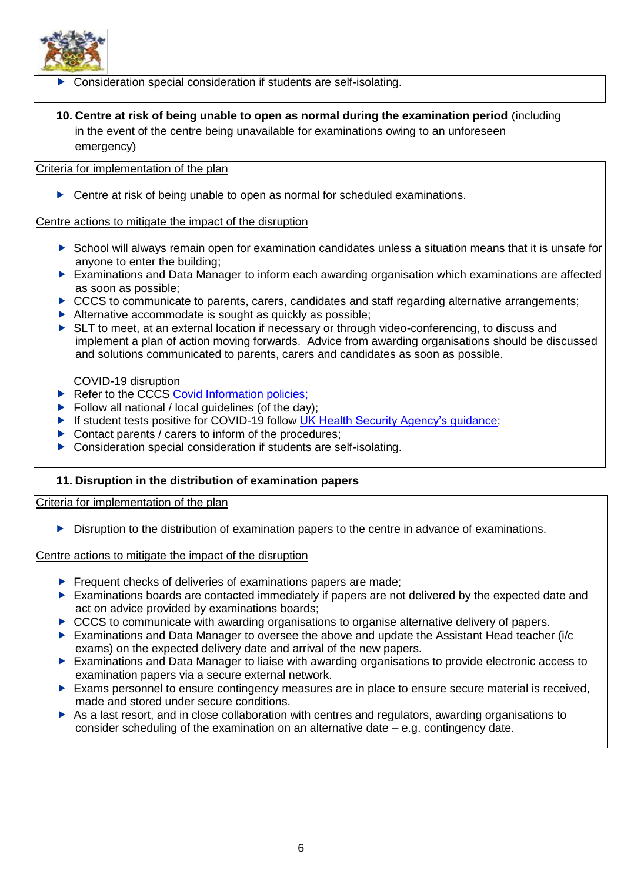- Consideration special consideration if students are self-isolating.

**10. Centre at risk of being unable to open as normal during the examination period** (including in the event of the centre being unavailable for examinations owing to an unforeseen emergency)

Criteria for implementation of the plan

- Centre at risk of being unable to open as normal for scheduled examinations.

Centre actions to mitigate the impact of the disruption

- School will always remain open for examination candidates unless a situation means that it is unsafe for anyone to enter the building;
- Examinations and Data Manager to inform each awarding organisation which examinations are affected as soon as possible;
- CCCS to communicate to parents, carers, candidates and staff regarding alternative arrangements;
- Alternative accommodate is sought as quickly as possible;
- SLT to meet, at an external location if necessary or through video-conferencing, to discuss and implement a plan of action moving forwards. Advice from awarding organisations should be discussed and solutions communicated to parents, carers and candidates as soon as possible.

COVID-19 disruption

- Refer to the CCCS Covid Information policies;
- Follow all national / local guidelines (of the day);
- If student tests positive for COVID-19 follow UK Health Security Agency's guidance;
- Contact parents / carers to inform of the procedures;
- Consideration special consideration if students are self-isolating.

**11. Disruption in the distribution of examination papers**

Criteria for implementation of the plan

- Disruption to the distribution of examination papers to the centre in advance of examinations.

Centre actions to mitigate the impact of the disruption

- Frequent checks of deliveries of examinations papers are made;
- Examinations boards are contacted immediately if papers are not delivered by the expected date and act on advice provided by examinations boards;
- CCCS to communicate with awarding organisations to organise alternative delivery of papers.
- Examinations and Data Manager to oversee the above and update the Assistant Head teacher (i/c exams) on the expected delivery date and arrival of the new papers.
- Examinations and Data Manager to liaise with awarding organisations to provide electronic access to examination papers via a secure external network.
- Exams personnel to ensure contingency measures are in place to ensure secure material is received, made and stored under secure conditions.
- As a last resort, and in close collaboration with centres and regulators, awarding organisations to consider scheduling of the examination on an alternative date – e.g. contingency date.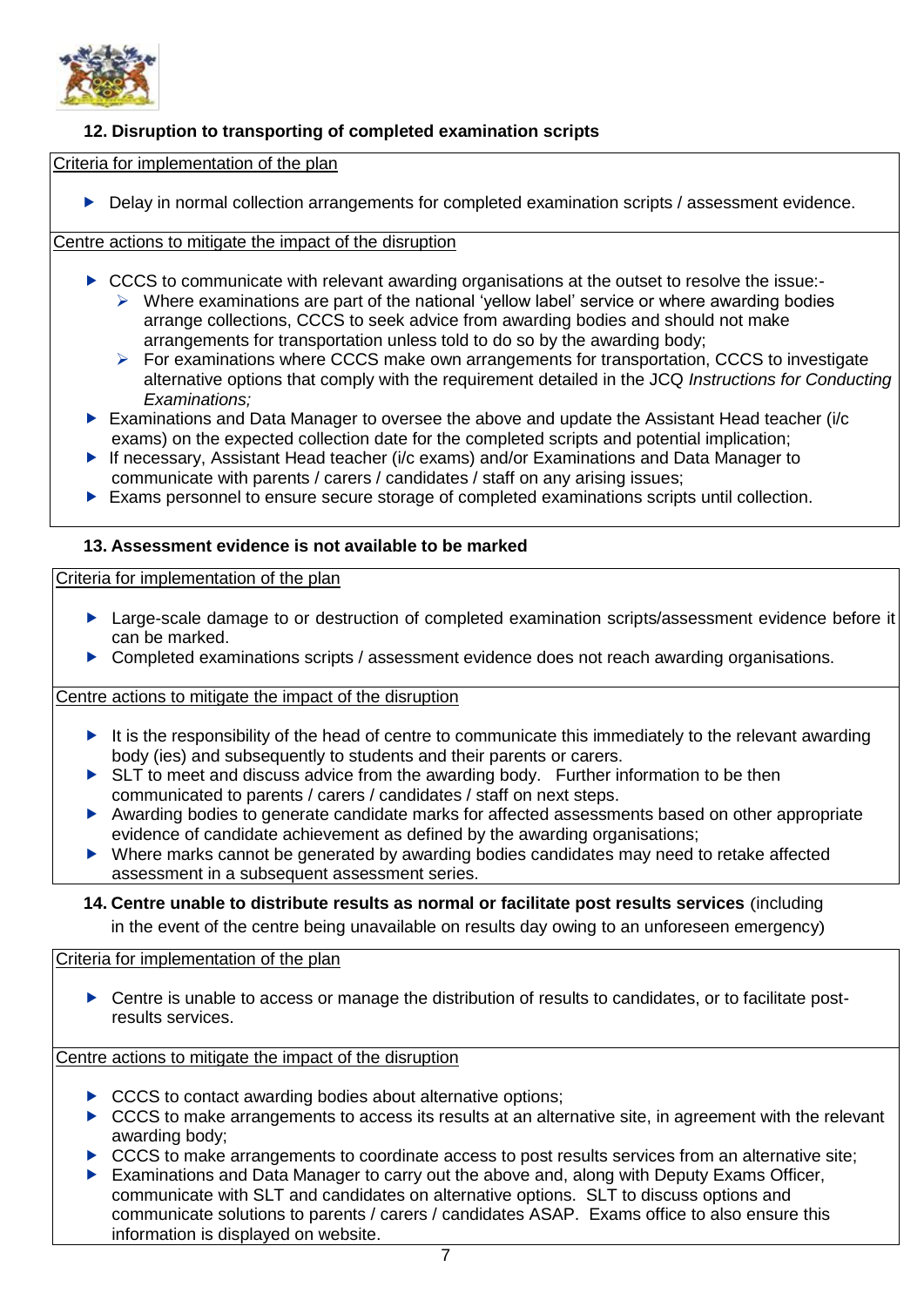### 12. Disruption to transporting of completed examination scripts

Criteria for implementation of the plan

- Delay in normal collection arrangements for completed examination scripts / assessment evidence.

Centre actions to mitigate the impact of the disruption

- CCCS to communicate with relevant awarding organisations at the outset to resolve the issue:-
  - Where examinations are part of the national 'yellow label' service or where awarding bodies arrange collections, CCCS to seek advice from awarding bodies and should not make arrangements for transportation unless told to do so by the awarding body;
  - For examinations where CCCS make own arrangements for transportation, CCCS to investigate alternative options that comply with the requirement detailed in the JCQ *Instructions for Conducting Examinations;*
- Examinations and Data Manager to oversee the above and update the Assistant Head teacher (i/c exams) on the expected collection date for the completed scripts and potential implication;
- If necessary, Assistant Head teacher (i/c exams) and/or Examinations and Data Manager to communicate with parents / carers / candidates / staff on any arising issues;
- Exams personnel to ensure secure storage of completed examinations scripts until collection.

### 13. Assessment evidence is not available to be marked

Criteria for implementation of the plan

- Large-scale damage to or destruction of completed examination scripts/assessment evidence before it can be marked.
- Completed examinations scripts / assessment evidence does not reach awarding organisations.

Centre actions to mitigate the impact of the disruption

- It is the responsibility of the head of centre to communicate this immediately to the relevant awarding body (ies) and subsequently to students and their parents or carers.
- SLT to meet and discuss advice from the awarding body. Further information to be then communicated to parents / carers / candidates / staff on next steps.
- Awarding bodies to generate candidate marks for affected assessments based on other appropriate evidence of candidate achievement as defined by the awarding organisations;
- Where marks cannot be generated by awarding bodies candidates may need to retake affected assessment in a subsequent assessment series.

### 14. Centre unable to distribute results as normal or facilitate post results services (including in the event of the centre being unavailable on results day owing to an unforeseen emergency)

Criteria for implementation of the plan

- Centre is unable to access or manage the distribution of results to candidates, or to facilitate post-results services.

Centre actions to mitigate the impact of the disruption

- CCCS to contact awarding bodies about alternative options;
- CCCS to make arrangements to access its results at an alternative site, in agreement with the relevant awarding body;
- CCCS to make arrangements to coordinate access to post results services from an alternative site;
- Examinations and Data Manager to carry out the above and, along with Deputy Exams Officer, communicate with SLT and candidates on alternative options. SLT to discuss options and communicate solutions to parents / carers / candidates ASAP. Exams office to also ensure this information is displayed on website.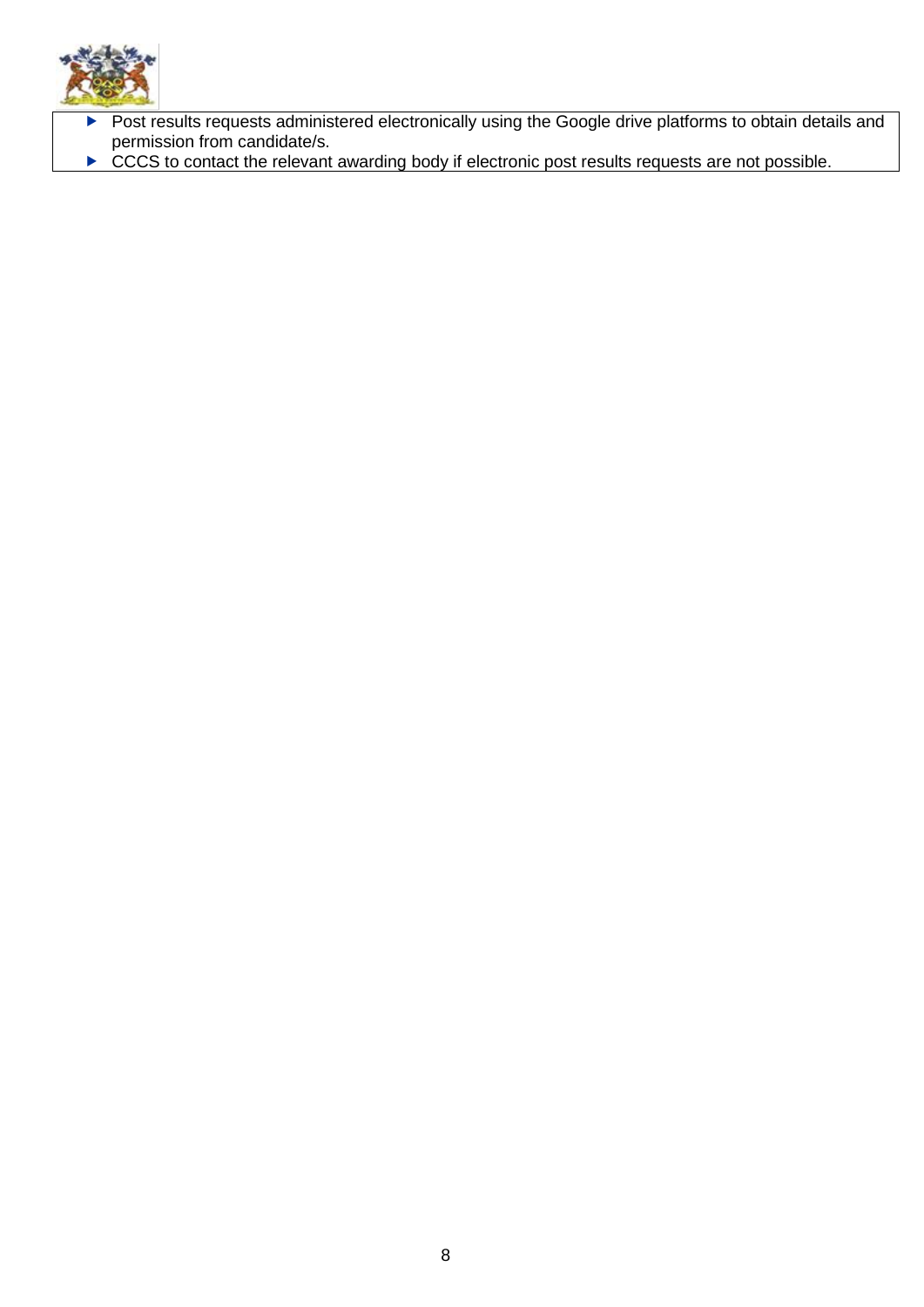- Post results requests administered electronically using the Google drive platforms to obtain details and permission from candidate/s.
- CCCS to contact the relevant awarding body if electronic post results requests are not possible.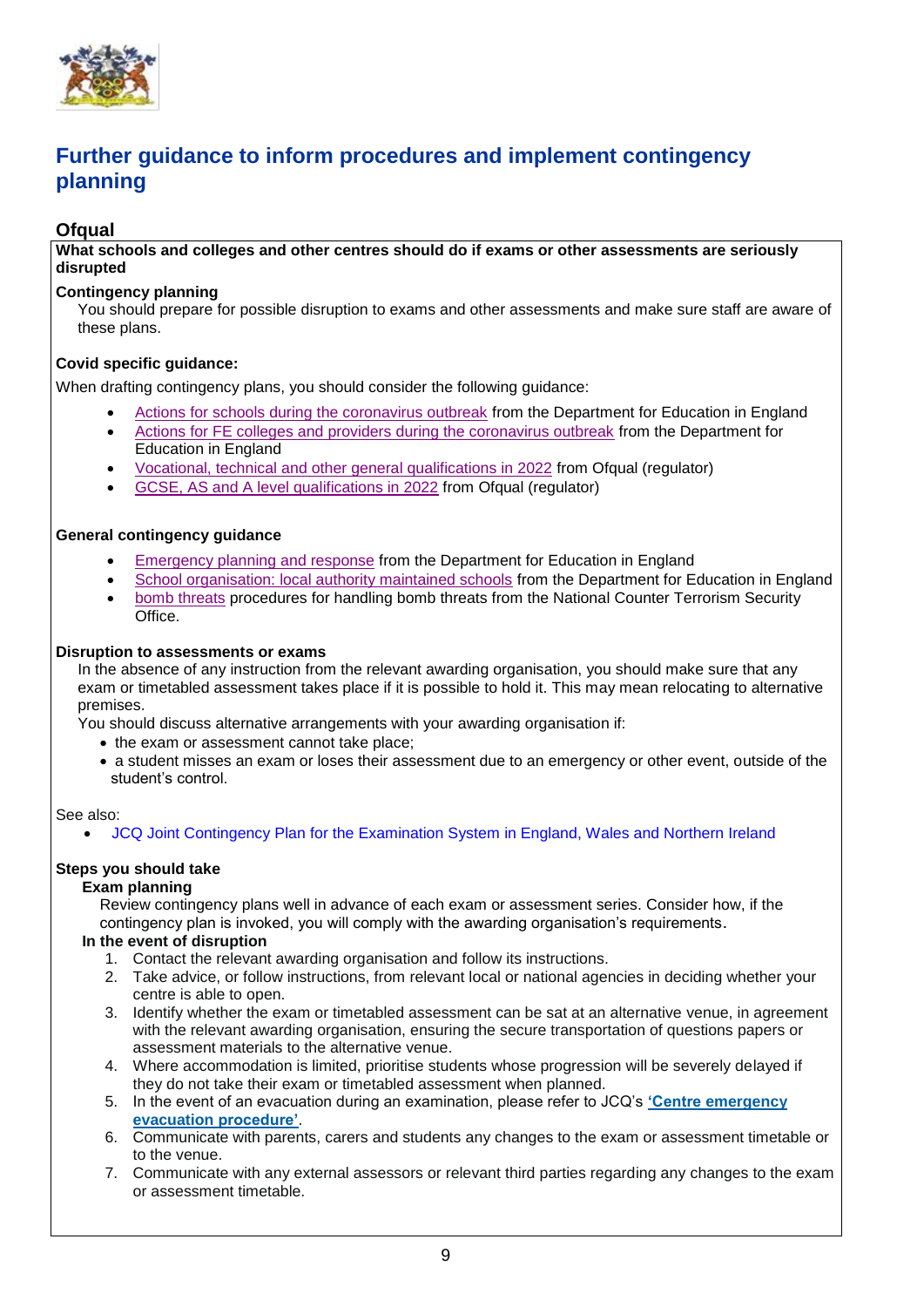## Further guidance to inform procedures and implement contingency planning

### Ofqual

**What schools and colleges and other centres should do if exams or other assessments are seriously disrupted**

**Contingency planning**

You should prepare for possible disruption to exams and other assessments and make sure staff are aware of these plans.

**Covid specific guidance:**

When drafting contingency plans, you should consider the following guidance:

- Actions for schools during the coronavirus outbreak from the Department for Education in England
- Actions for FE colleges and providers during the coronavirus outbreak from the Department for Education in England
- Vocational, technical and other general qualifications in 2022 from Ofqual (regulator)
- GCSE, AS and A level qualifications in 2022 from Ofqual (regulator)

**General contingency guidance**

- Emergency planning and response from the Department for Education in England
- School organisation: local authority maintained schools from the Department for Education in England
- bomb threats procedures for handling bomb threats from the National Counter Terrorism Security Office.

**Disruption to assessments or exams**

In the absence of any instruction from the relevant awarding organisation, you should make sure that any exam or timetabled assessment takes place if it is possible to hold it. This may mean relocating to alternative premises.

You should discuss alternative arrangements with your awarding organisation if:

- the exam or assessment cannot take place;
- a student misses an exam or loses their assessment due to an emergency or other event, outside of the student's control.

See also:

- JCQ Joint Contingency Plan for the Examination System in England, Wales and Northern Ireland

**Steps you should take**

**Exam planning**

Review contingency plans well in advance of each exam or assessment series. Consider how, if the contingency plan is invoked, you will comply with the awarding organisation's requirements.

**In the event of disruption**

1. Contact the relevant awarding organisation and follow its instructions.
2. Take advice, or follow instructions, from relevant local or national agencies in deciding whether your centre is able to open.
3. Identify whether the exam or timetabled assessment can be sat at an alternative venue, in agreement with the relevant awarding organisation, ensuring the secure transportation of questions papers or assessment materials to the alternative venue.
4. Where accommodation is limited, prioritise students whose progression will be severely delayed if they do not take their exam or timetabled assessment when planned.
5. In the event of an evacuation during an examination, please refer to JCQ's **'Centre emergency evacuation procedure'**.
6. Communicate with parents, carers and students any changes to the exam or assessment timetable or to the venue.
7. Communicate with any external assessors or relevant third parties regarding any changes to the exam or assessment timetable.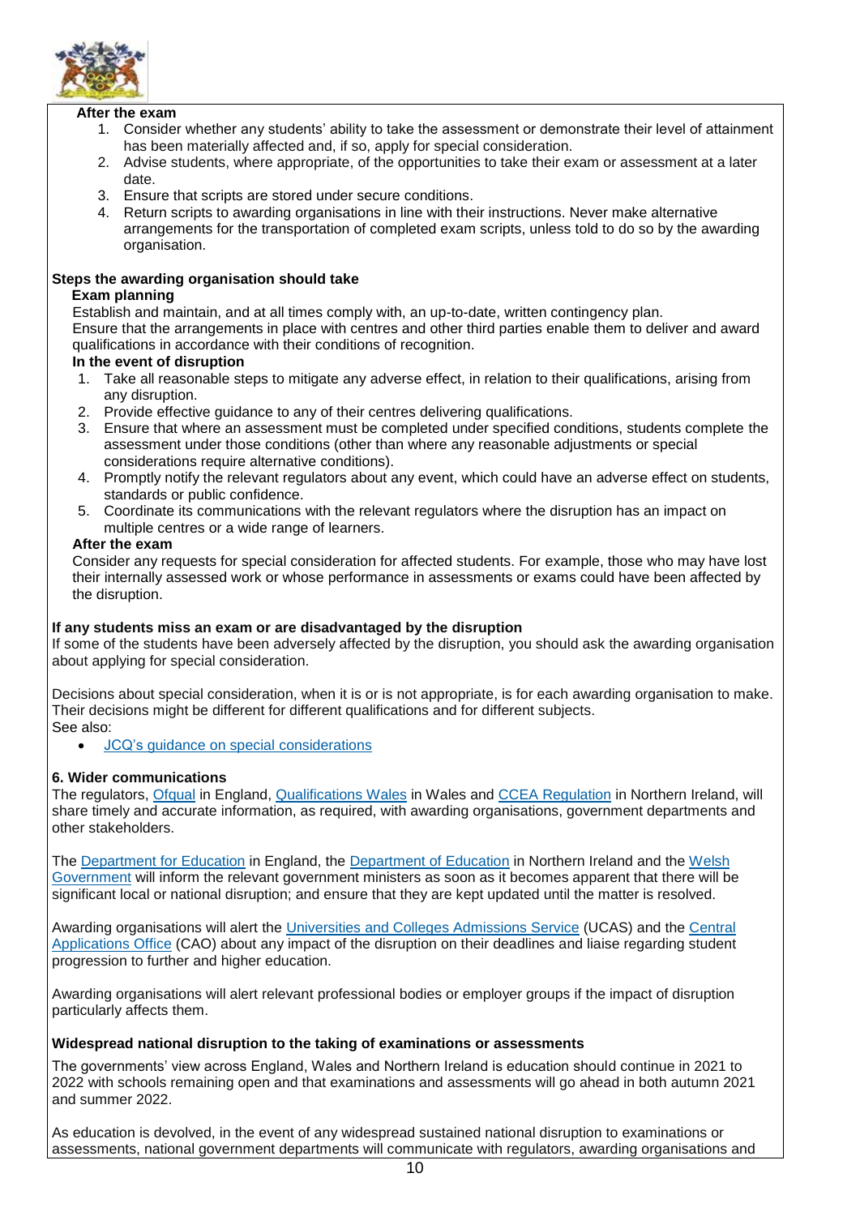**After the exam**

1. Consider whether any students' ability to take the assessment or demonstrate their level of attainment has been materially affected and, if so, apply for special consideration.
2. Advise students, where appropriate, of the opportunities to take their exam or assessment at a later date.
3. Ensure that scripts are stored under secure conditions.
4. Return scripts to awarding organisations in line with their instructions. Never make alternative arrangements for the transportation of completed exam scripts, unless told to do so by the awarding organisation.

**Steps the awarding organisation should take**

**Exam planning**

Establish and maintain, and at all times comply with, an up-to-date, written contingency plan.
Ensure that the arrangements in place with centres and other third parties enable them to deliver and award qualifications in accordance with their conditions of recognition.

**In the event of disruption**

1. Take all reasonable steps to mitigate any adverse effect, in relation to their qualifications, arising from any disruption.
2. Provide effective guidance to any of their centres delivering qualifications.
3. Ensure that where an assessment must be completed under specified conditions, students complete the assessment under those conditions (other than where any reasonable adjustments or special considerations require alternative conditions).
4. Promptly notify the relevant regulators about any event, which could have an adverse effect on students, standards or public confidence.
5. Coordinate its communications with the relevant regulators where the disruption has an impact on multiple centres or a wide range of learners.

**After the exam**

Consider any requests for special consideration for affected students. For example, those who may have lost their internally assessed work or whose performance in assessments or exams could have been affected by the disruption.

**If any students miss an exam or are disadvantaged by the disruption**

If some of the students have been adversely affected by the disruption, you should ask the awarding organisation about applying for special consideration.

Decisions about special consideration, when it is or is not appropriate, is for each awarding organisation to make. Their decisions might be different for different qualifications and for different subjects.
See also:

- JCQ's guidance on special considerations

**6. Wider communications**

The regulators, Ofqual in England, Qualifications Wales in Wales and CCEA Regulation in Northern Ireland, will share timely and accurate information, as required, with awarding organisations, government departments and other stakeholders.

The Department for Education in England, the Department of Education in Northern Ireland and the Welsh Government will inform the relevant government ministers as soon as it becomes apparent that there will be significant local or national disruption; and ensure that they are kept updated until the matter is resolved.

Awarding organisations will alert the Universities and Colleges Admissions Service (UCAS) and the Central Applications Office (CAO) about any impact of the disruption on their deadlines and liaise regarding student progression to further and higher education.

Awarding organisations will alert relevant professional bodies or employer groups if the impact of disruption particularly affects them.

**Widespread national disruption to the taking of examinations or assessments**

The governments' view across England, Wales and Northern Ireland is education should continue in 2021 to 2022 with schools remaining open and that examinations and assessments will go ahead in both autumn 2021 and summer 2022.

As education is devolved, in the event of any widespread sustained national disruption to examinations or assessments, national government departments will communicate with regulators, awarding organisations and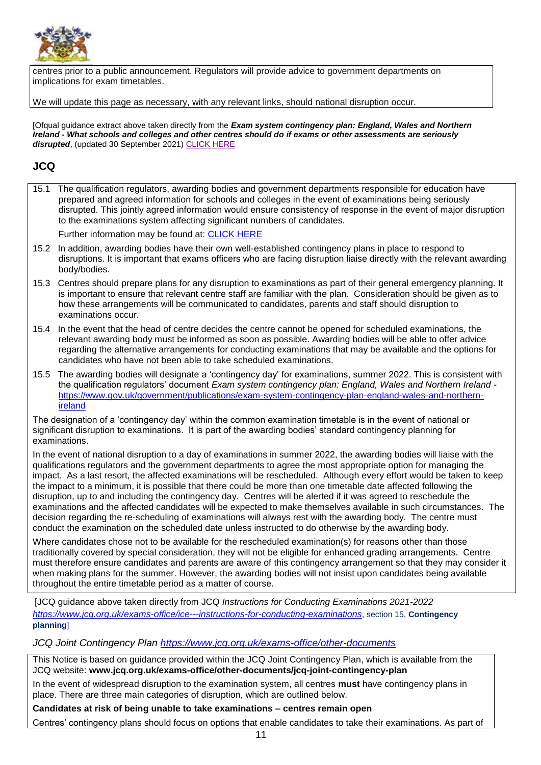centres prior to a public announcement. Regulators will provide advice to government departments on implications for exam timetables.

We will update this page as necessary, with any relevant links, should national disruption occur.

[Ofqual guidance extract above taken directly from the ***Exam system contingency plan: England, Wales and Northern Ireland - What schools and colleges and other centres should do if exams or other assessments are seriously disrupted***, (updated 30 September 2021) CLICK HERE

## JCQ

15.1 The qualification regulators, awarding bodies and government departments responsible for education have prepared and agreed information for schools and colleges in the event of examinations being seriously disrupted. This jointly agreed information would ensure consistency of response in the event of major disruption to the examinations system affecting significant numbers of candidates.

Further information may be found at: CLICK HERE

15.2 In addition, awarding bodies have their own well-established contingency plans in place to respond to disruptions. It is important that exams officers who are facing disruption liaise directly with the relevant awarding body/bodies.

15.3 Centres should prepare plans for any disruption to examinations as part of their general emergency planning. It is important to ensure that relevant centre staff are familiar with the plan. Consideration should be given as to how these arrangements will be communicated to candidates, parents and staff should disruption to examinations occur.

15.4 In the event that the head of centre decides the centre cannot be opened for scheduled examinations, the relevant awarding body must be informed as soon as possible. Awarding bodies will be able to offer advice regarding the alternative arrangements for conducting examinations that may be available and the options for candidates who have not been able to take scheduled examinations.

15.5 The awarding bodies will designate a 'contingency day' for examinations, summer 2022. This is consistent with the qualification regulators' document *Exam system contingency plan: England, Wales and Northern Ireland* - https://www.gov.uk/government/publications/exam-system-contingency-plan-england-wales-and-northern-ireland

The designation of a 'contingency day' within the common examination timetable is in the event of national or significant disruption to examinations. It is part of the awarding bodies' standard contingency planning for examinations.

In the event of national disruption to a day of examinations in summer 2022, the awarding bodies will liaise with the qualifications regulators and the government departments to agree the most appropriate option for managing the impact. As a last resort, the affected examinations will be rescheduled. Although every effort would be taken to keep the impact to a minimum, it is possible that there could be more than one timetable date affected following the disruption, up to and including the contingency day. Centres will be alerted if it was agreed to reschedule the examinations and the affected candidates will be expected to make themselves available in such circumstances. The decision regarding the re-scheduling of examinations will always rest with the awarding body. The centre must conduct the examination on the scheduled date unless instructed to do otherwise by the awarding body.

Where candidates chose not to be available for the rescheduled examination(s) for reasons other than those traditionally covered by special consideration, they will not be eligible for enhanced grading arrangements. Centre must therefore ensure candidates and parents are aware of this contingency arrangement so that they may consider it when making plans for the summer. However, the awarding bodies will not insist upon candidates being available throughout the entire timetable period as a matter of course.

[JCQ guidance above taken directly from JCQ *Instructions for Conducting Examinations 2021-2022* *https://www.jcq.org.uk/exams-office/ice---instructions-for-conducting-examinations*, section 15, **Contingency planning**]

*JCQ Joint Contingency Plan https://www.jcq.org.uk/exams-office/other-documents*

This Notice is based on guidance provided within the JCQ Joint Contingency Plan, which is available from the JCQ website: **www.jcq.org.uk/exams-office/other-documents/jcq-joint-contingency-plan**

In the event of widespread disruption to the examination system, all centres **must** have contingency plans in place. There are three main categories of disruption, which are outlined below.

**Candidates at risk of being unable to take examinations – centres remain open**

Centres' contingency plans should focus on options that enable candidates to take their examinations. As part of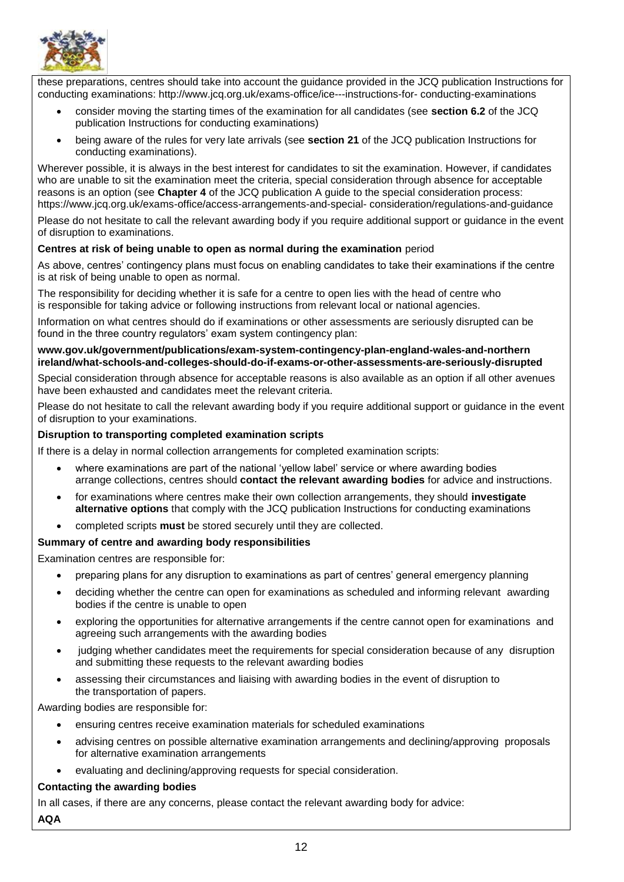these preparations, centres should take into account the guidance provided in the JCQ publication Instructions for conducting examinations: http://www.jcq.org.uk/exams-office/ice---instructions-for- conducting-examinations

- consider moving the starting times of the examination for all candidates (see **section 6.2** of the JCQ publication Instructions for conducting examinations)
- being aware of the rules for very late arrivals (see **section 21** of the JCQ publication Instructions for conducting examinations).

Wherever possible, it is always in the best interest for candidates to sit the examination. However, if candidates who are unable to sit the examination meet the criteria, special consideration through absence for acceptable reasons is an option (see **Chapter 4** of the JCQ publication A guide to the special consideration process: https://www.jcq.org.uk/exams-office/access-arrangements-and-special- consideration/regulations-and-guidance

Please do not hesitate to call the relevant awarding body if you require additional support or guidance in the event of disruption to examinations.

**Centres at risk of being unable to open as normal during the examination** period

As above, centres' contingency plans must focus on enabling candidates to take their examinations if the centre is at risk of being unable to open as normal.

The responsibility for deciding whether it is safe for a centre to open lies with the head of centre who is responsible for taking advice or following instructions from relevant local or national agencies.

Information on what centres should do if examinations or other assessments are seriously disrupted can be found in the three country regulators' exam system contingency plan:

**www.gov.uk/government/publications/exam-system-contingency-plan-england-wales-and-northern ireland/what-schools-and-colleges-should-do-if-exams-or-other-assessments-are-seriously-disrupted**

Special consideration through absence for acceptable reasons is also available as an option if all other avenues have been exhausted and candidates meet the relevant criteria.

Please do not hesitate to call the relevant awarding body if you require additional support or guidance in the event of disruption to your examinations.

**Disruption to transporting completed examination scripts**

If there is a delay in normal collection arrangements for completed examination scripts:

- where examinations are part of the national 'yellow label' service or where awarding bodies arrange collections, centres should **contact the relevant awarding bodies** for advice and instructions.
- for examinations where centres make their own collection arrangements, they should **investigate alternative options** that comply with the JCQ publication Instructions for conducting examinations
- completed scripts **must** be stored securely until they are collected.

**Summary of centre and awarding body responsibilities**

Examination centres are responsible for:

- preparing plans for any disruption to examinations as part of centres' general emergency planning
- deciding whether the centre can open for examinations as scheduled and informing relevant awarding bodies if the centre is unable to open
- exploring the opportunities for alternative arrangements if the centre cannot open for examinations and agreeing such arrangements with the awarding bodies
- judging whether candidates meet the requirements for special consideration because of any disruption and submitting these requests to the relevant awarding bodies
- assessing their circumstances and liaising with awarding bodies in the event of disruption to the transportation of papers.

Awarding bodies are responsible for:

- ensuring centres receive examination materials for scheduled examinations
- advising centres on possible alternative examination arrangements and declining/approving proposals for alternative examination arrangements
- evaluating and declining/approving requests for special consideration.

**Contacting the awarding bodies**

In all cases, if there are any concerns, please contact the relevant awarding body for advice:

**AQA**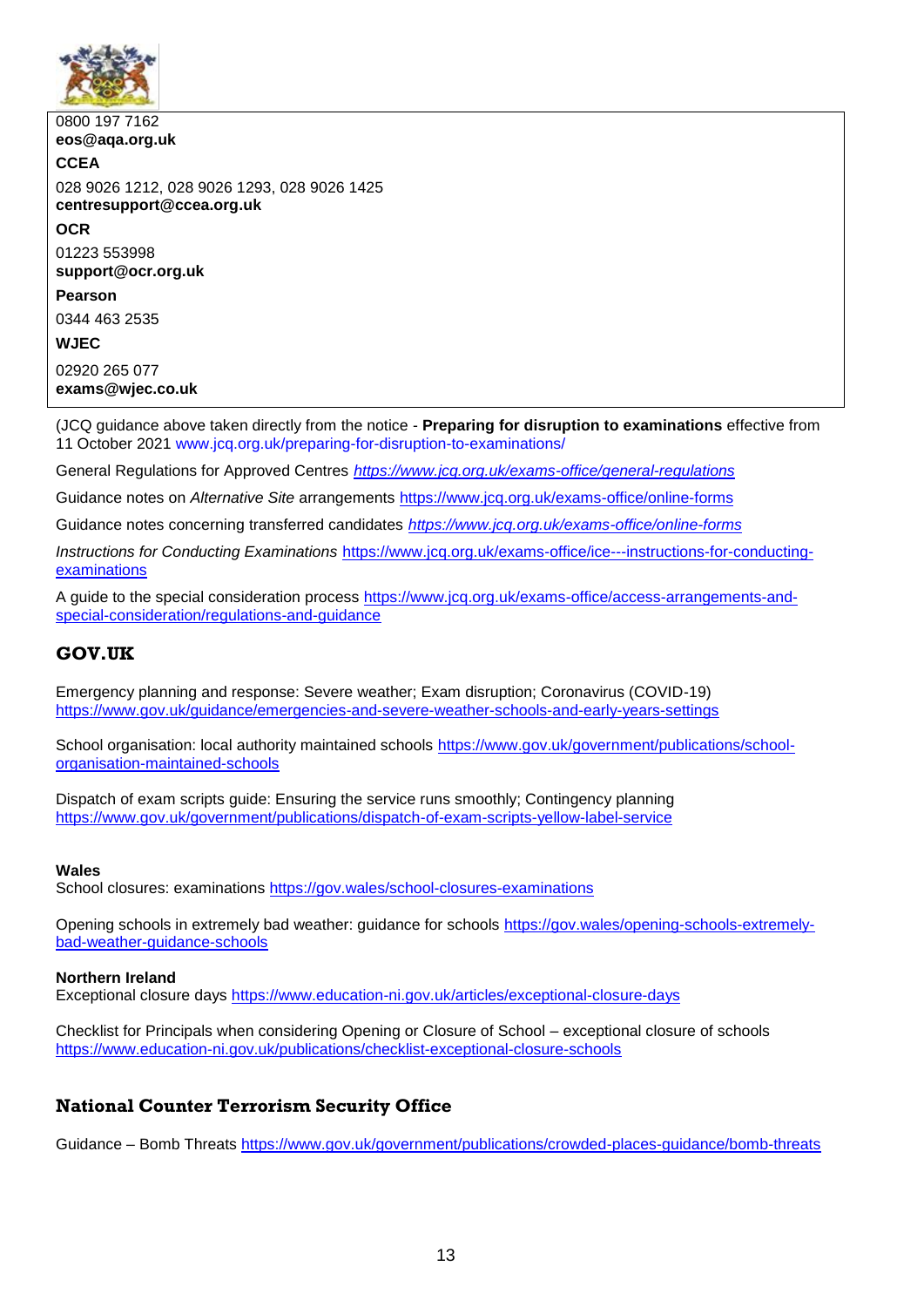0800 197 7162
**eos@aqa.org.uk**

**CCEA**

028 9026 1212, 028 9026 1293, 028 9026 1425
**centresupport@ccea.org.uk**

**OCR**

01223 553998
**support@ocr.org.uk**

**Pearson**

0344 463 2535

**WJEC**

02920 265 077
**exams@wjec.co.uk**

(JCQ guidance above taken directly from the notice - **Preparing for disruption to examinations** effective from 11 October 2021 www.jcq.org.uk/preparing-for-disruption-to-examinations/

General Regulations for Approved Centres *https://www.jcq.org.uk/exams-office/general-regulations*

Guidance notes on *Alternative Site* arrangements https://www.jcq.org.uk/exams-office/online-forms

Guidance notes concerning transferred candidates *https://www.jcq.org.uk/exams-office/online-forms*

*Instructions for Conducting Examinations* https://www.jcq.org.uk/exams-office/ice---instructions-for-conducting-examinations

A guide to the special consideration process https://www.jcq.org.uk/exams-office/access-arrangements-and-special-consideration/regulations-and-guidance

## GOV.UK

Emergency planning and response: Severe weather; Exam disruption; Coronavirus (COVID-19)
https://www.gov.uk/guidance/emergencies-and-severe-weather-schools-and-early-years-settings

School organisation: local authority maintained schools https://www.gov.uk/government/publications/school-organisation-maintained-schools

Dispatch of exam scripts guide: Ensuring the service runs smoothly; Contingency planning
https://www.gov.uk/government/publications/dispatch-of-exam-scripts-yellow-label-service

**Wales**
School closures: examinations https://gov.wales/school-closures-examinations

Opening schools in extremely bad weather: guidance for schools https://gov.wales/opening-schools-extremely-bad-weather-guidance-schools

**Northern Ireland**
Exceptional closure days https://www.education-ni.gov.uk/articles/exceptional-closure-days

Checklist for Principals when considering Opening or Closure of School – exceptional closure of schools
https://www.education-ni.gov.uk/publications/checklist-exceptional-closure-schools

## National Counter Terrorism Security Office

Guidance – Bomb Threats https://www.gov.uk/government/publications/crowded-places-guidance/bomb-threats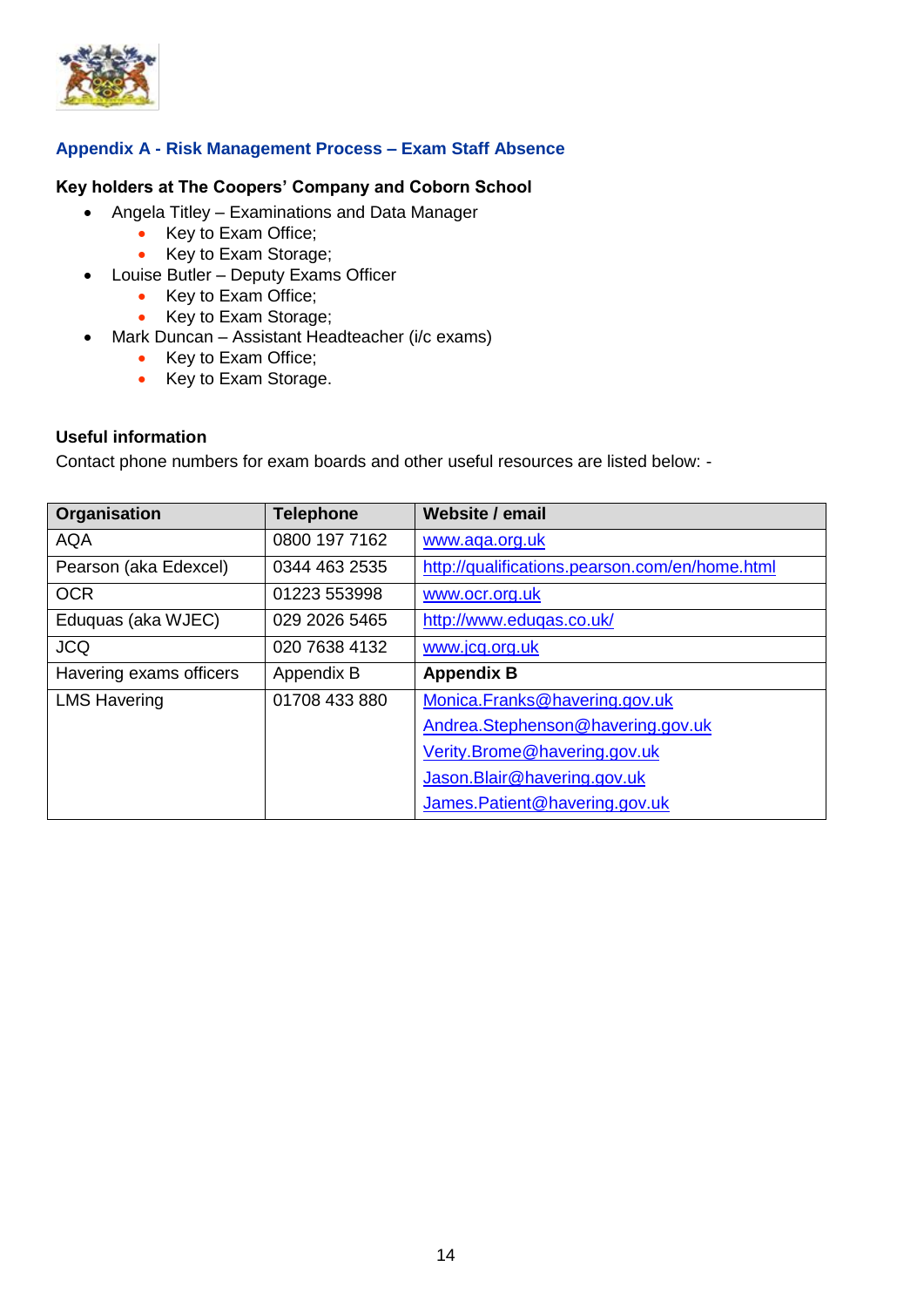## Appendix A - Risk Management Process – Exam Staff Absence

**Key holders at The Coopers' Company and Coborn School**

- Angela Titley – Examinations and Data Manager
  - Key to Exam Office;
  - Key to Exam Storage;
- Louise Butler – Deputy Exams Officer
  - Key to Exam Office;
  - Key to Exam Storage;
- Mark Duncan – Assistant Headteacher (i/c exams)
  - Key to Exam Office;
  - Key to Exam Storage.

**Useful information**

Contact phone numbers for exam boards and other useful resources are listed below: -

| Organisation | Telephone | Website / email |
|---|---|---|
| AQA | 0800 197 7162 | www.aqa.org.uk |
| Pearson (aka Edexcel) | 0344 463 2535 | http://qualifications.pearson.com/en/home.html |
| OCR | 01223 553998 | www.ocr.org.uk |
| Eduquas (aka WJEC) | 029 2026 5465 | http://www.eduqas.co.uk/ |
| JCQ | 020 7638 4132 | www.jcq.org.uk |
| Havering exams officers | Appendix B | **Appendix B** |
| LMS Havering | 01708 433 880 | Monica.Franks@havering.gov.uk<br>Andrea.Stephenson@havering.gov.uk<br>Verity.Brome@havering.gov.uk<br>Jason.Blair@havering.gov.uk<br>James.Patient@havering.gov.uk |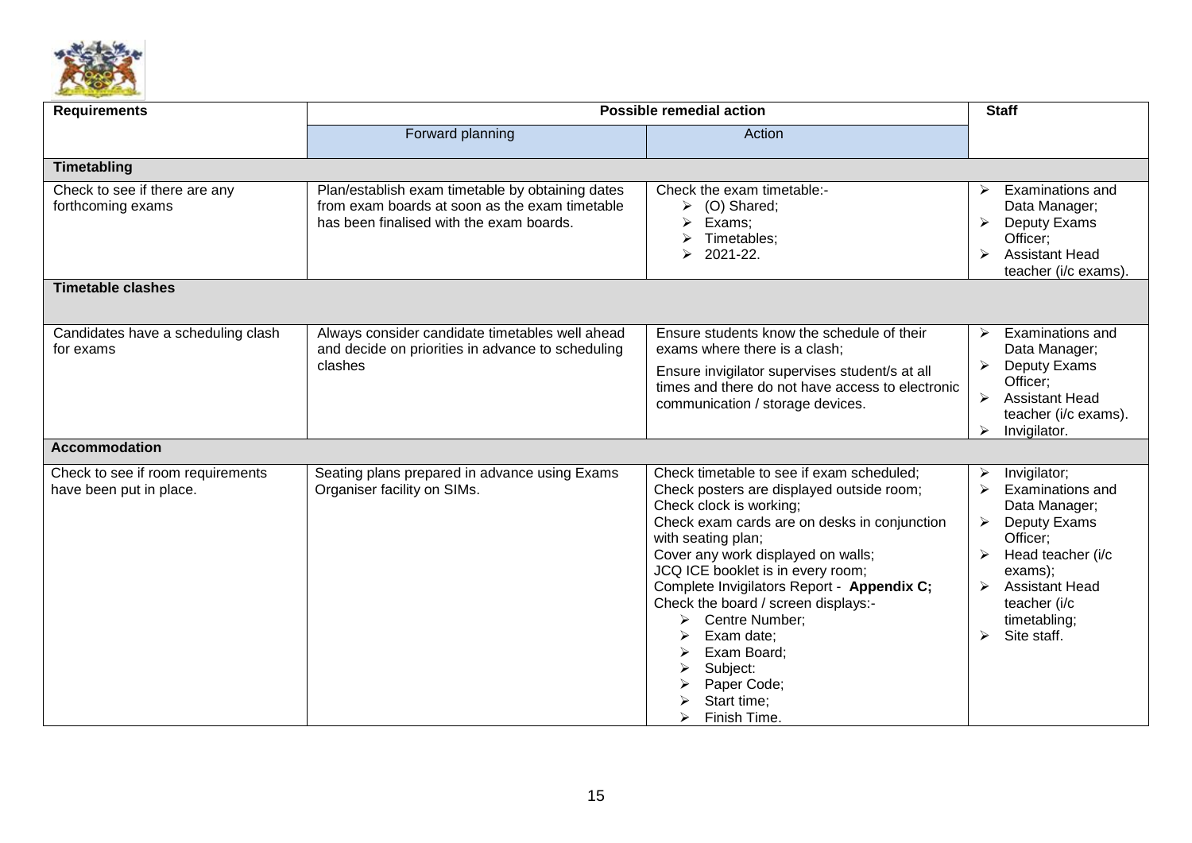| Requirements | Possible remedial action | | Staff |
|---|---|---|---|
| | Forward planning | Action | |
| **Timetabling** | | | |
| Check to see if there are any forthcoming exams | Plan/establish exam timetable by obtaining dates from exam boards at soon as the exam timetable has been finalised with the exam boards. | Check the exam timetable:- <br>➢ (O) Shared; <br>➢ Exams; <br>➢ Timetables; <br>➢ 2021-22. | ➢ Examinations and Data Manager; <br>➢ Deputy Exams Officer; <br>➢ Assistant Head teacher (i/c exams). |
| **Timetable clashes** | | | |
| Candidates have a scheduling clash for exams | Always consider candidate timetables well ahead and decide on priorities in advance to scheduling clashes | Ensure students know the schedule of their exams where there is a clash; <br>Ensure invigilator supervises student/s at all times and there do not have access to electronic communication / storage devices. | ➢ Examinations and Data Manager; <br>➢ Deputy Exams Officer; <br>➢ Assistant Head teacher (i/c exams). <br>➢ Invigilator. |
| **Accommodation** | | | |
| Check to see if room requirements have been put in place. | Seating plans prepared in advance using Exams Organiser facility on SIMs. | Check timetable to see if exam scheduled; <br>Check posters are displayed outside room; <br>Check clock is working; <br>Check exam cards are on desks in conjunction with seating plan; <br>Cover any work displayed on walls; <br>JCQ ICE booklet is in every room; <br>Complete Invigilators Report - **Appendix C;** <br>Check the board / screen displays:- <br>➢ Centre Number; <br>➢ Exam date; <br>➢ Exam Board; <br>➢ Subject: <br>➢ Paper Code; <br>➢ Start time; <br>➢ Finish Time. | ➢ Invigilator; <br>➢ Examinations and Data Manager; <br>➢ Deputy Exams Officer; <br>➢ Head teacher (i/c exams); <br>➢ Assistant Head teacher (i/c timetabling; <br>➢ Site staff. |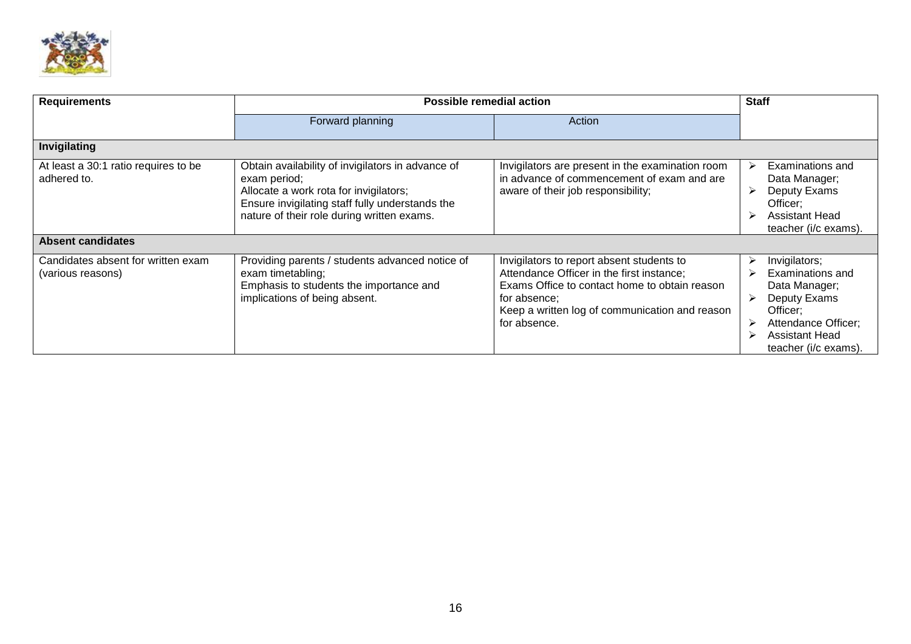| Requirements | Possible remedial action | | Staff |
|---|---|---|---|
| | Forward planning | Action | |
| **Invigilating** | | | |
| At least a 30:1 ratio requires to be adhered to. | Obtain availability of invigilators in advance of exam period;<br>Allocate a work rota for invigilators;<br>Ensure invigilating staff fully understands the nature of their role during written exams. | Invigilators are present in the examination room in advance of commencement of exam and are aware of their job responsibility; | ➢ Examinations and Data Manager;<br>➢ Deputy Exams Officer;<br>➢ Assistant Head teacher (i/c exams). |
| **Absent candidates** | | | |
| Candidates absent for written exam (various reasons) | Providing parents / students advanced notice of exam timetabling;<br>Emphasis to students the importance and implications of being absent. | Invigilators to report absent students to Attendance Officer in the first instance;<br>Exams Office to contact home to obtain reason for absence;<br>Keep a written log of communication and reason for absence. | ➢ Invigilators;<br>➢ Examinations and Data Manager;<br>➢ Deputy Exams Officer;<br>➢ Attendance Officer;<br>➢ Assistant Head teacher (i/c exams). |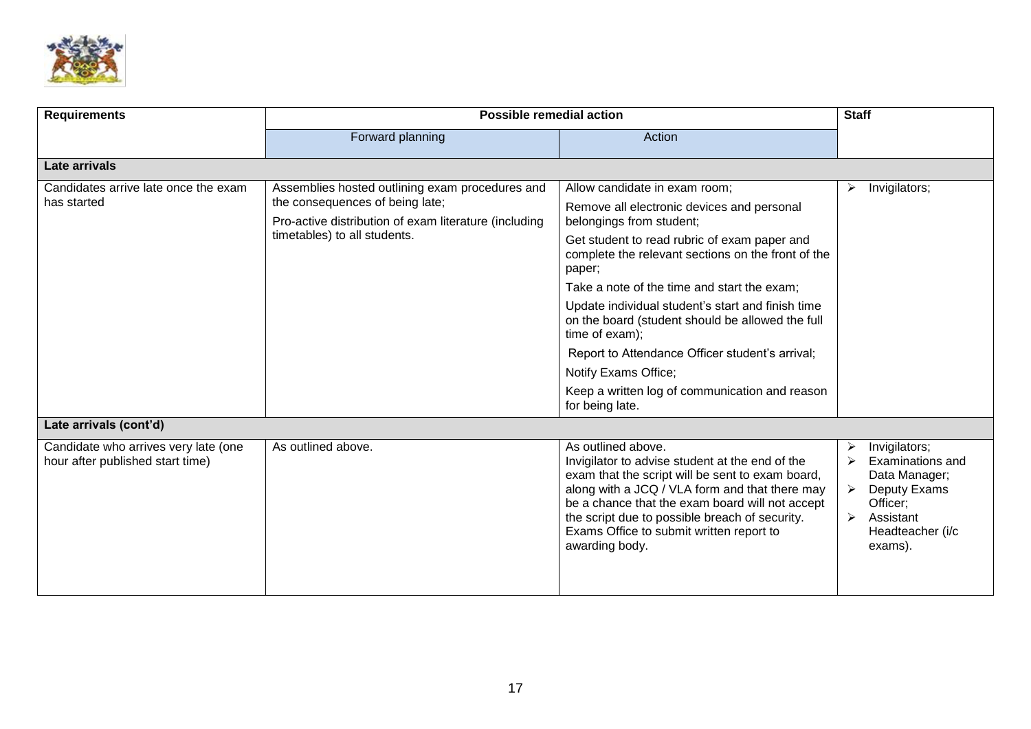| Requirements | Possible remedial action | | Staff |
|---|---|---|---|
| | Forward planning | Action | |
| **Late arrivals** | | | |
| Candidates arrive late once the exam has started | Assemblies hosted outlining exam procedures and the consequences of being late;<br>Pro-active distribution of exam literature (including timetables) to all students. | Allow candidate in exam room;<br>Remove all electronic devices and personal belongings from student;<br>Get student to read rubric of exam paper and complete the relevant sections on the front of the paper;<br>Take a note of the time and start the exam;<br>Update individual student's start and finish time on the board (student should be allowed the full time of exam);<br>Report to Attendance Officer student's arrival;<br>Notify Exams Office;<br>Keep a written log of communication and reason for being late. | ➢ Invigilators; |
| **Late arrivals (cont'd)** | | | |
| Candidate who arrives very late (one hour after published start time) | As outlined above. | As outlined above.<br>Invigilator to advise student at the end of the exam that the script will be sent to exam board, along with a JCQ / VLA form and that there may be a chance that the exam board will not accept the script due to possible breach of security.<br>Exams Office to submit written report to awarding body. | ➢ Invigilators;<br>➢ Examinations and Data Manager;<br>➢ Deputy Exams Officer;<br>➢ Assistant Headteacher (i/c exams). |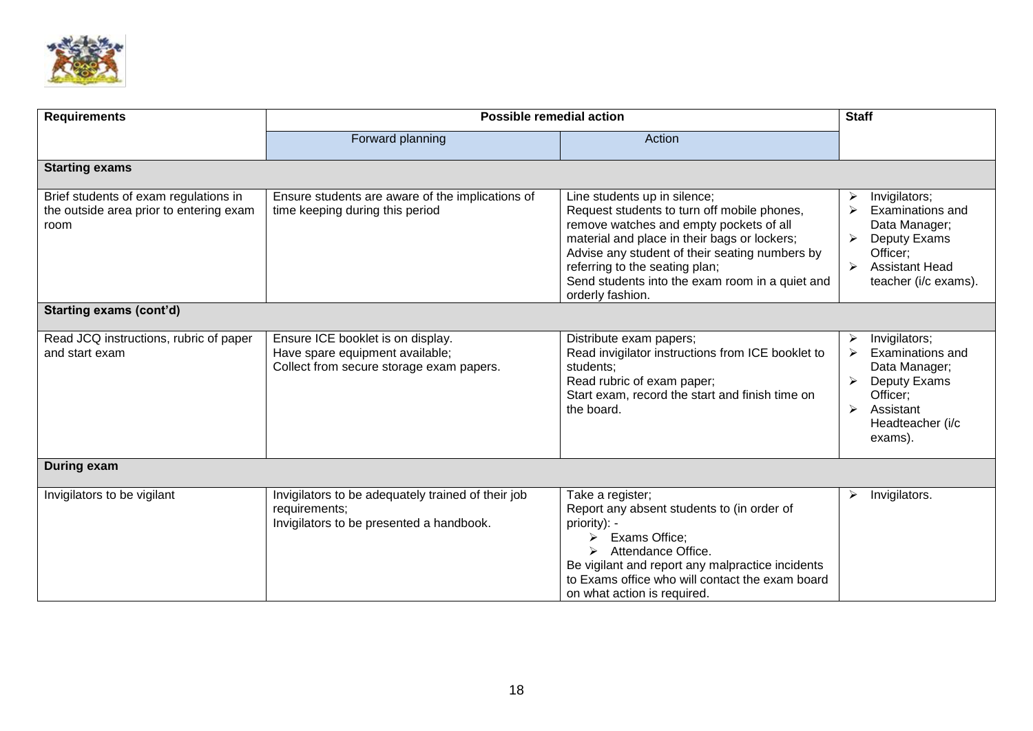| Requirements | Possible remedial action | | Staff |
|---|---|---|---|
| | Forward planning | Action | |
| **Starting exams** | | | |
| Brief students of exam regulations in the outside area prior to entering exam room | Ensure students are aware of the implications of time keeping during this period | Line students up in silence;<br>Request students to turn off mobile phones, remove watches and empty pockets of all material and place in their bags or lockers;<br>Advise any student of their seating numbers by referring to the seating plan;<br>Send students into the exam room in a quiet and orderly fashion. | ➢ Invigilators;<br>➢ Examinations and Data Manager;<br>➢ Deputy Exams Officer;<br>➢ Assistant Head teacher (i/c exams). |
| **Starting exams (cont'd)** | | | |
| Read JCQ instructions, rubric of paper and start exam | Ensure ICE booklet is on display.<br>Have spare equipment available;<br>Collect from secure storage exam papers. | Distribute exam papers;<br>Read invigilator instructions from ICE booklet to students;<br>Read rubric of exam paper;<br>Start exam, record the start and finish time on the board. | ➢ Invigilators;<br>➢ Examinations and Data Manager;<br>➢ Deputy Exams Officer;<br>➢ Assistant Headteacher (i/c exams). |
| **During exam** | | | |
| Invigilators to be vigilant | Invigilators to be adequately trained of their job requirements;<br>Invigilators to be presented a handbook. | Take a register;<br>Report any absent students to (in order of priority): -<br>➢ Exams Office;<br>➢ Attendance Office.<br>Be vigilant and report any malpractice incidents to Exams office who will contact the exam board on what action is required. | ➢ Invigilators. |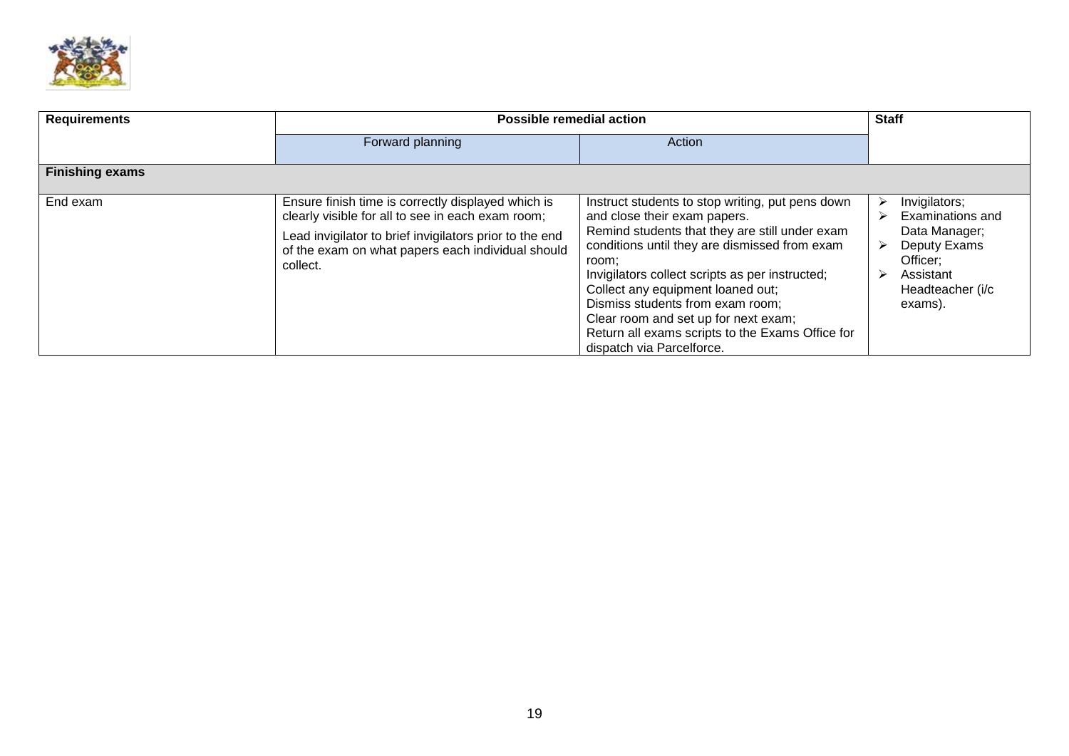| Requirements | Possible remedial action | | Staff |
|---|---|---|---|
| | Forward planning | Action | |
| **Finishing exams** | | | |
| End exam | Ensure finish time is correctly displayed which is clearly visible for all to see in each exam room;<br><br>Lead invigilator to brief invigilators prior to the end of the exam on what papers each individual should collect. | Instruct students to stop writing, put pens down and close their exam papers.<br>Remind students that they are still under exam conditions until they are dismissed from exam room;<br>Invigilators collect scripts as per instructed;<br>Collect any equipment loaned out;<br>Dismiss students from exam room;<br>Clear room and set up for next exam;<br>Return all exams scripts to the Exams Office for dispatch via Parcelforce. | ➢ Invigilators;<br>➢ Examinations and Data Manager;<br>➢ Deputy Exams Officer;<br>➢ Assistant Headteacher (i/c exams). |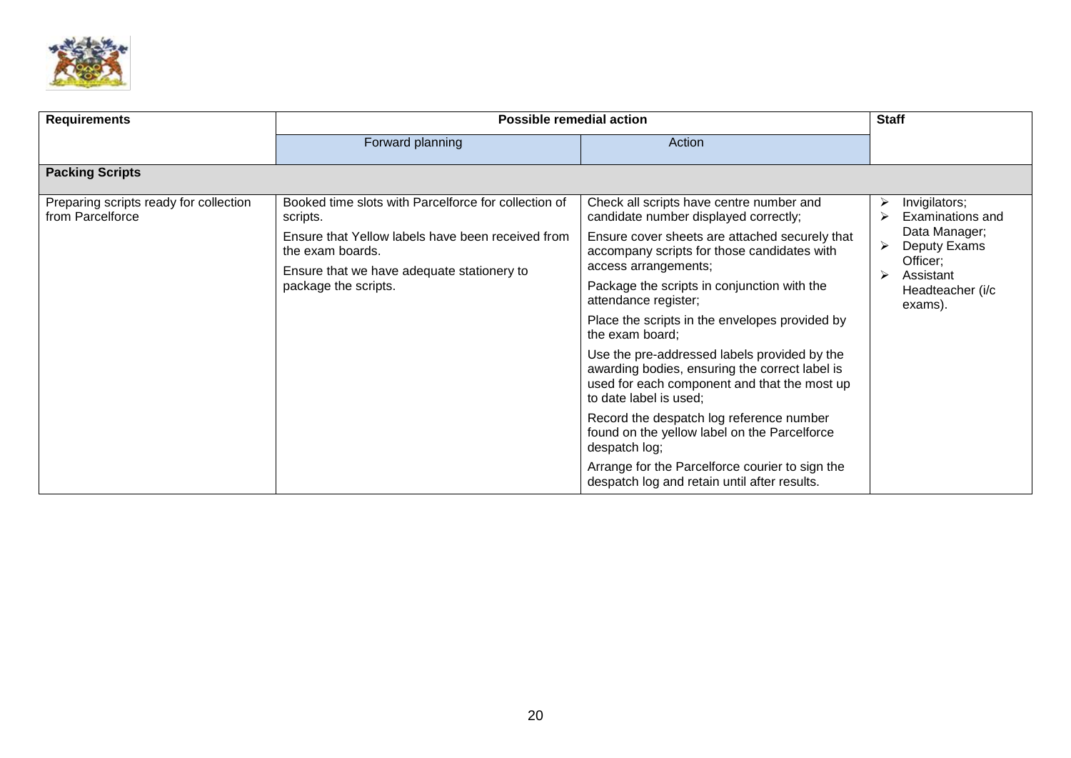| Requirements | Possible remedial action | | Staff |
|---|---|---|---|
| | Forward planning | Action | |
| **Packing Scripts** | | | |
| Preparing scripts ready for collection from Parcelforce | Booked time slots with Parcelforce for collection of scripts.<br><br>Ensure that Yellow labels have been received from the exam boards.<br><br>Ensure that we have adequate stationery to package the scripts. | Check all scripts have centre number and candidate number displayed correctly;<br><br>Ensure cover sheets are attached securely that accompany scripts for those candidates with access arrangements;<br><br>Package the scripts in conjunction with the attendance register;<br><br>Place the scripts in the envelopes provided by the exam board;<br><br>Use the pre-addressed labels provided by the awarding bodies, ensuring the correct label is used for each component and that the most up to date label is used;<br><br>Record the despatch log reference number found on the yellow label on the Parcelforce despatch log;<br><br>Arrange for the Parcelforce courier to sign the despatch log and retain until after results. | ➢ Invigilators;<br>➢ Examinations and Data Manager;<br>➢ Deputy Exams Officer;<br>➢ Assistant Headteacher (i/c exams). |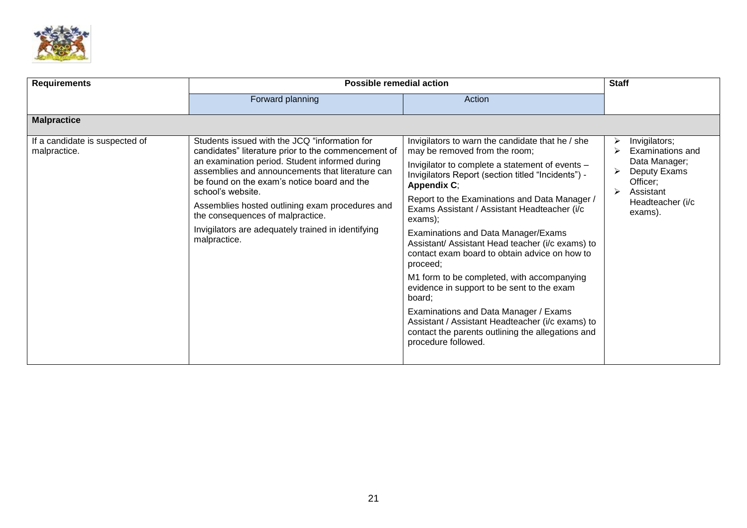| Requirements | Possible remedial action | | Staff |
|---|---|---|---|
| | Forward planning | Action | |
| **Malpractice** | | | |
| If a candidate is suspected of malpractice. | Students issued with the JCQ "information for candidates" literature prior to the commencement of an examination period. Student informed during assemblies and announcements that literature can be found on the exam's notice board and the school's website.<br><br>Assemblies hosted outlining exam procedures and the consequences of malpractice.<br><br>Invigilators are adequately trained in identifying malpractice. | Invigilators to warn the candidate that he / she may be removed from the room;<br><br>Invigilator to complete a statement of events – Invigilators Report (section titled "Incidents") - **Appendix C**;<br><br>Report to the Examinations and Data Manager / Exams Assistant / Assistant Headteacher (i/c exams);<br><br>Examinations and Data Manager/Exams Assistant/ Assistant Head teacher (i/c exams) to contact exam board to obtain advice on how to proceed;<br><br>M1 form to be completed, with accompanying evidence in support to be sent to the exam board;<br><br>Examinations and Data Manager / Exams Assistant / Assistant Headteacher (i/c exams) to contact the parents outlining the allegations and procedure followed. | ➢ Invigilators;<br>➢ Examinations and Data Manager;<br>➢ Deputy Exams Officer;<br>➢ Assistant Headteacher (i/c exams). |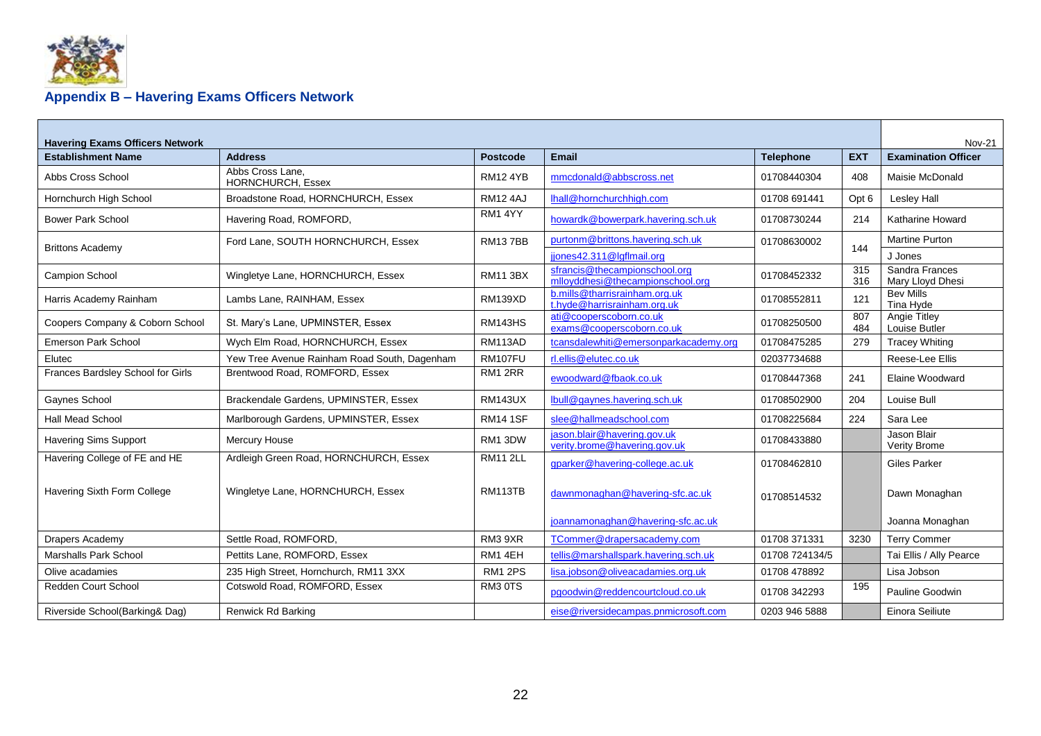## Appendix B – Havering Exams Officers Network

| Havering Exams Officers Network | | | | | | Nov-21 |
|---|---|---|---|---|---|---|
| **Establishment Name** | **Address** | **Postcode** | **Email** | **Telephone** | **EXT** | **Examination Officer** |
| Abbs Cross School | Abbs Cross Lane, HORNCHURCH, Essex | RM12 4YB | mmcdonald@abbscross.net | 01708440304 | 408 | Maisie McDonald |
| Hornchurch High School | Broadstone Road, HORNCHURCH, Essex | RM12 4AJ | lhall@hornchurchhigh.com | 01708 691441 | Opt 6 | Lesley Hall |
| Bower Park School | Havering Road, ROMFORD, | RM1 4YY | howardk@bowerpark.havering.sch.uk | 01708730244 | 214 | Katharine Howard |
| Brittons Academy | Ford Lane, SOUTH HORNCHURCH, Essex | RM13 7BB | purtonm@brittons.havering.sch.uk<br>jjones42.311@lgflmail.org | 01708630002 | 144 | Martine Purton<br>J Jones |
| Campion School | Wingletye Lane, HORNCHURCH, Essex | RM11 3BX | sfrancis@thecampionschool.org<br>mlloyddhesi@thecampionschool.org | 01708452332 | 315<br>316 | Sandra Frances<br>Mary Lloyd Dhesi |
| Harris Academy Rainham | Lambs Lane, RAINHAM, Essex | RM139XD | b.mills@tharrisrainham.org.uk<br>t.hyde@harrisrainham.org.uk | 01708552811 | 121 | Bev Mills<br>Tina Hyde |
| Coopers Company & Coborn School | St. Mary's Lane, UPMINSTER, Essex | RM143HS | ati@cooperscoborn.co.uk<br>exams@cooperscoborn.co.uk | 01708250500 | 807<br>484 | Angie Titley<br>Louise Butler |
| Emerson Park School | Wych Elm Road, HORNCHURCH, Essex | RM113AD | tcansdalewhiti@emersonparkacademy.org | 01708475285 | 279 | Tracey Whiting |
| Elutec | Yew Tree Avenue Rainham Road South, Dagenham | RM107FU | rl.ellis@elutec.co.uk | 02037734688 | | Reese-Lee Ellis |
| Frances Bardsley School for Girls | Brentwood Road, ROMFORD, Essex | RM1 2RR | ewoodward@fbaok.co.uk | 01708447368 | 241 | Elaine Woodward |
| Gaynes School | Brackendale Gardens, UPMINSTER, Essex | RM143UX | lbull@gaynes.havering.sch.uk | 01708502900 | 204 | Louise Bull |
| Hall Mead School | Marlborough Gardens, UPMINSTER, Essex | RM14 1SF | slee@hallmeadschool.com | 01708225684 | 224 | Sara Lee |
| Havering Sims Support | Mercury House | RM1 3DW | jason.blair@havering.gov.uk<br>verity.brome@havering.gov.uk | 01708433880 | | Jason Blair<br>Verity Brome |
| Havering College of FE and HE | Ardleigh Green Road, HORNCHURCH, Essex | RM11 2LL | gparker@havering-college.ac.uk | 01708462810 | | Giles Parker |
| Havering Sixth Form College | Wingletye Lane, HORNCHURCH, Essex | RM113TB | dawnmonaghan@havering-sfc.ac.uk<br>joannamonaghan@havering-sfc.ac.uk | 01708514532 | | Dawn Monaghan<br>Joanna Monaghan |
| Drapers Academy | Settle Road, ROMFORD, | RM3 9XR | TCommer@drapersacademy.com | 01708 371331 | 3230 | Terry Commer |
| Marshalls Park School | Pettits Lane, ROMFORD, Essex | RM1 4EH | tellis@marshallspark.havering.sch.uk | 01708 724134/5 | | Tai Ellis / Ally Pearce |
| Olive acadamies | 235 High Street, Hornchurch, RM11 3XX | RM1 2PS | lisa.jobson@oliveacadamies.org.uk | 01708 478892 | | Lisa Jobson |
| Redden Court School | Cotswold Road, ROMFORD, Essex | RM3 0TS | pgoodwin@reddencourtcloud.co.uk | 01708 342293 | 195 | Pauline Goodwin |
| Riverside School(Barking& Dag) | Renwick Rd Barking | | eise@riversidecampas.pnmicrosoft.com | 0203 946 5888 | | Einora Seiliute |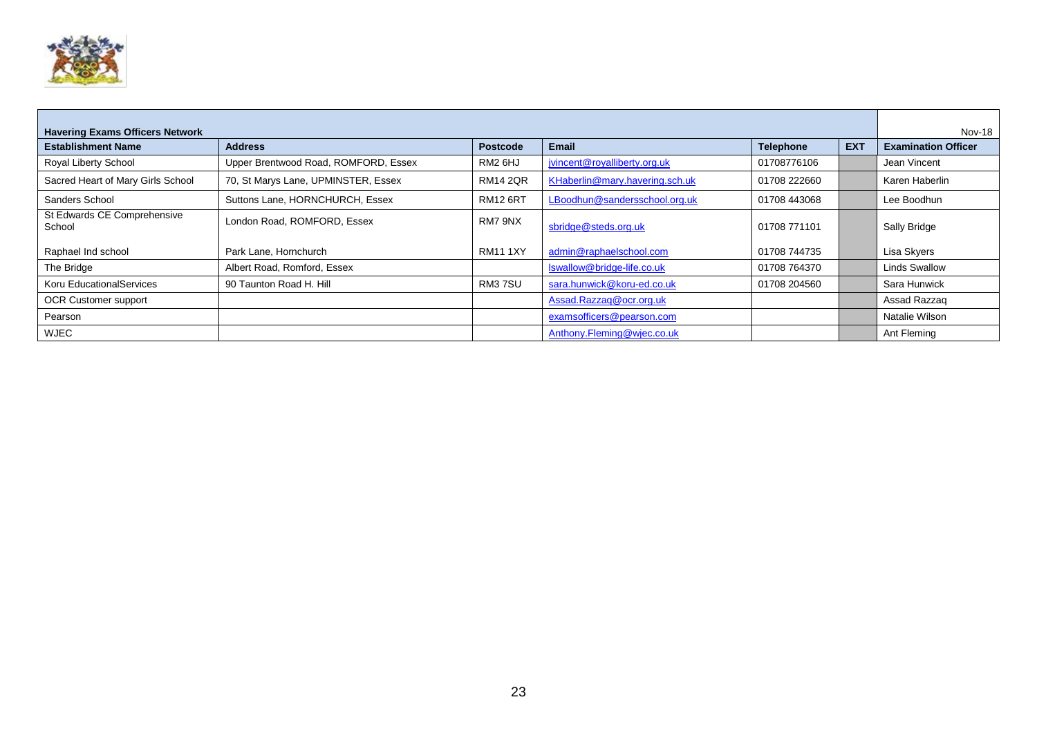| Havering Exams Officers Network | | | | | | Nov-18 |
|---|---|---|---|---|---|---|
| **Establishment Name** | **Address** | **Postcode** | **Email** | **Telephone** | **EXT** | **Examination Officer** |
| Royal Liberty School | Upper Brentwood Road, ROMFORD, Essex | RM2 6HJ | jvincent@royalliberty.org.uk | 01708776106 | | Jean Vincent |
| Sacred Heart of Mary Girls School | 70, St Marys Lane, UPMINSTER, Essex | RM14 2QR | KHaberlin@mary.havering.sch.uk | 01708 222660 | | Karen Haberlin |
| Sanders School | Suttons Lane, HORNCHURCH, Essex | RM12 6RT | LBoodhun@sandersschool.org.uk | 01708 443068 | | Lee Boodhun |
| St Edwards CE Comprehensive School | London Road, ROMFORD, Essex | RM7 9NX | sbridge@steds.org.uk | 01708 771101 | | Sally Bridge |
| Raphael Ind school | Park Lane, Hornchurch | RM11 1XY | admin@raphaelschool.com | 01708 744735 | | Lisa Skyers |
| The Bridge | Albert Road, Romford, Essex | | lswallow@bridge-life.co.uk | 01708 764370 | | Linds Swallow |
| Koru EducationalServices | 90 Taunton Road H. Hill | RM3 7SU | sara.hunwick@koru-ed.co.uk | 01708 204560 | | Sara Hunwick |
| OCR Customer support | | | Assad.Razzaq@ocr.org.uk | | | Assad Razzaq |
| Pearson | | | examsofficers@pearson.com | | | Natalie Wilson |
| WJEC | | | Anthony.Fleming@wjec.co.uk | | | Ant Fleming |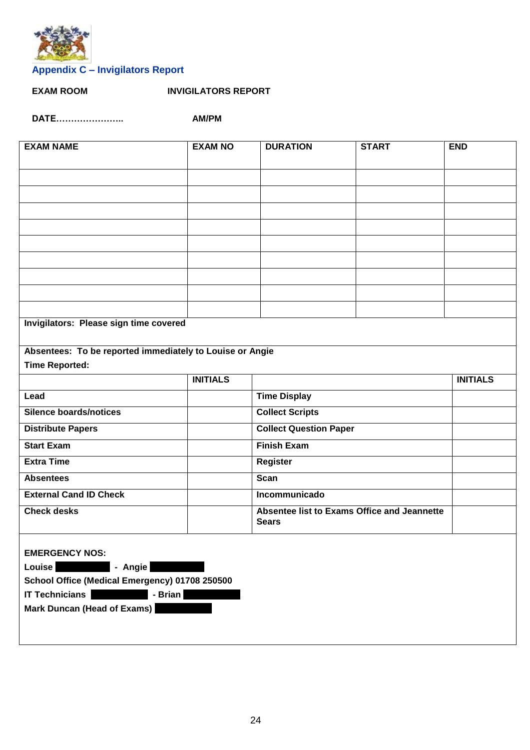## Appendix C – Invigilators Report

**EXAM ROOM** **INVIGILATORS REPORT**

**DATE…………………..** **AM/PM**

| EXAM NAME | EXAM NO | DURATION | START | END |
|---|---|---|---|---|
| | | | | |
| | | | | |
| | | | | |
| | | | | |
| | | | | |
| | | | | |
| | | | | |
| | | | | |
| | | | | |

**Invigilators: Please sign time covered**

**Absentees: To be reported immediately to Louise or Angie**

**Time Reported:**

| | INITIALS | | INITIALS |
|---|---|---|---|
| **Lead** | | **Time Display** | |
| **Silence boards/notices** | | **Collect Scripts** | |
| **Distribute Papers** | | **Collect Question Paper** | |
| **Start Exam** | | **Finish Exam** | |
| **Extra Time** | | **Register** | |
| **Absentees** | | **Scan** | |
| **External Cand ID Check** | | **Incommunicado** | |
| **Check desks** | | **Absentee list to Exams Office and Jeannette Sears** | |

**EMERGENCY NOS:**

**Louise** - **Angie**

**School Office (Medical Emergency) 01708 250500**

**IT Technicians** - **Brian**

**Mark Duncan (Head of Exams)**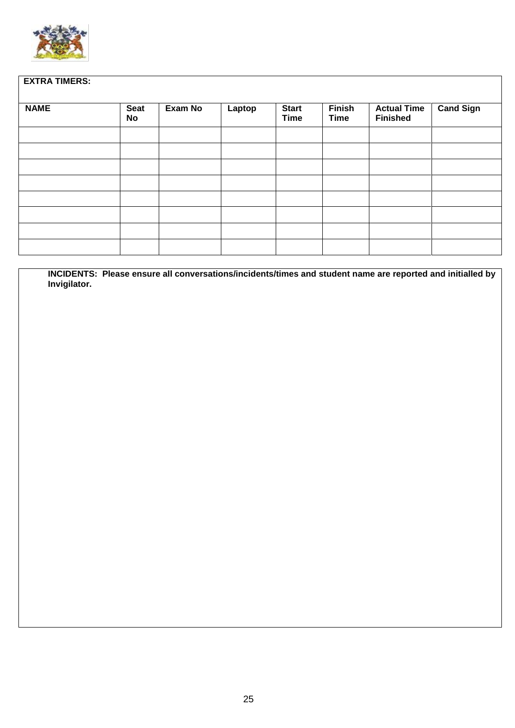**EXTRA TIMERS:**

| NAME | Seat No | Exam No | Laptop | Start Time | Finish Time | Actual Time Finished | Cand Sign |
|---|---|---|---|---|---|---|---|
| | | | | | | | |
| | | | | | | | |
| | | | | | | | |
| | | | | | | | |
| | | | | | | | |
| | | | | | | | |
| | | | | | | | |
| | | | | | | | |

**INCIDENTS: Please ensure all conversations/incidents/times and student name are reported and initialled by Invigilator.**